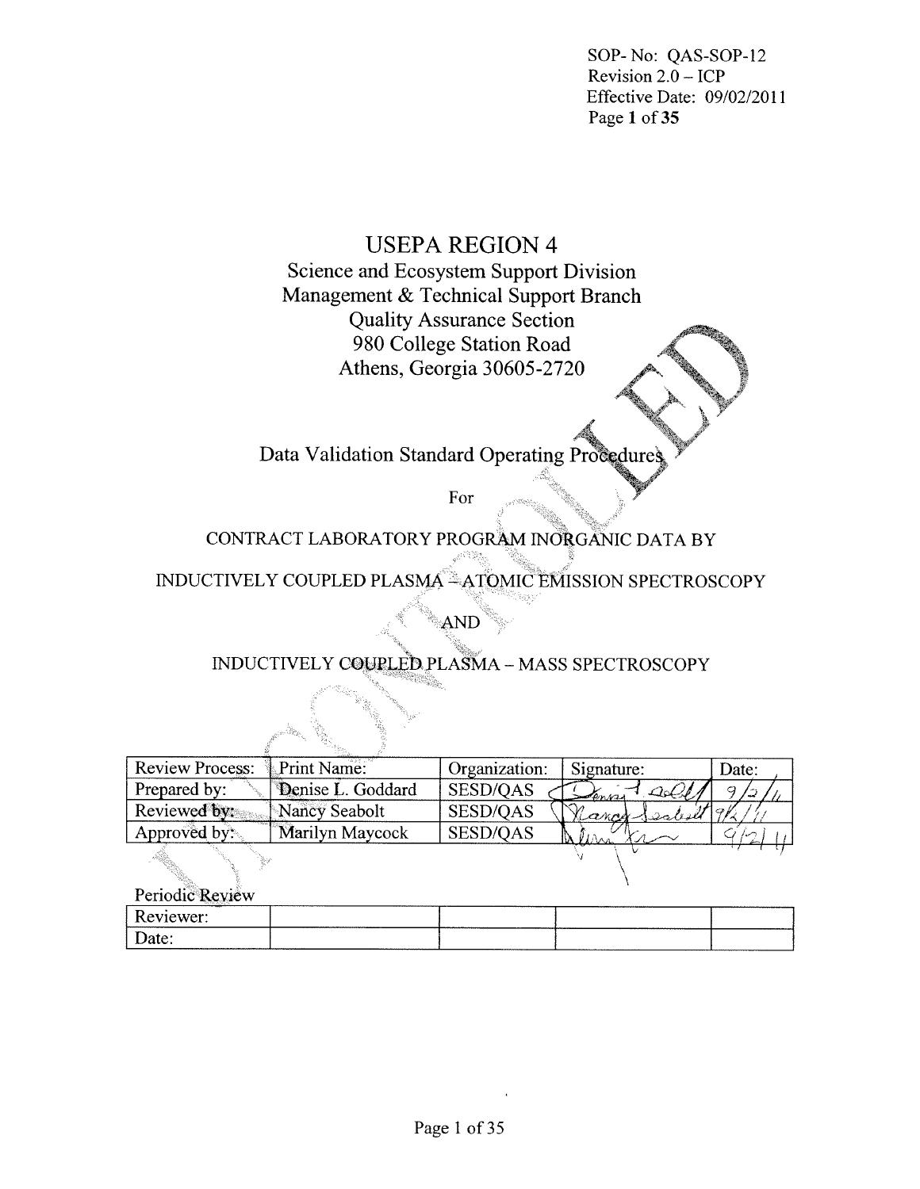SOP- No: QAS-SOP-12
Revision 2.0 – ICP
Effective Date: 09/02/2011

# USEPA REGION 4

Science and Ecosystem Support Division
Management & Technical Support Branch
Quality Assurance Section
980 College Station Road
Athens, Georgia 30605-2720

## Data Validation Standard Operating Procedures

For

## CONTRACT LABORATORY PROGRAM INORGANIC DATA BY INDUCTIVELY COUPLED PLASMA – ATOMIC EMISSION SPECTROSCOPY AND INDUCTIVELY COUPLED PLASMA – MASS SPECTROSCOPY

UNCONTROLLED

| Review Process: | Print Name: | Organization: | Signature: | Date: |
|---|---|---|---|---|
| Prepared by: | Denise L. Goddard | SESD/QAS | Denise L. Goddard | 9/2/11 |
| Reviewed by: | Nancy Seabolt | SESD/QAS | Nancy Seabolt | 9/2/11 |
| Approved by: | Marilyn Maycock | SESD/QAS | Marilyn Maycock | 9/2/11 |

Periodic Review

| Reviewer: | | | | |
|---|---|---|---|---|
| Date: | | | | |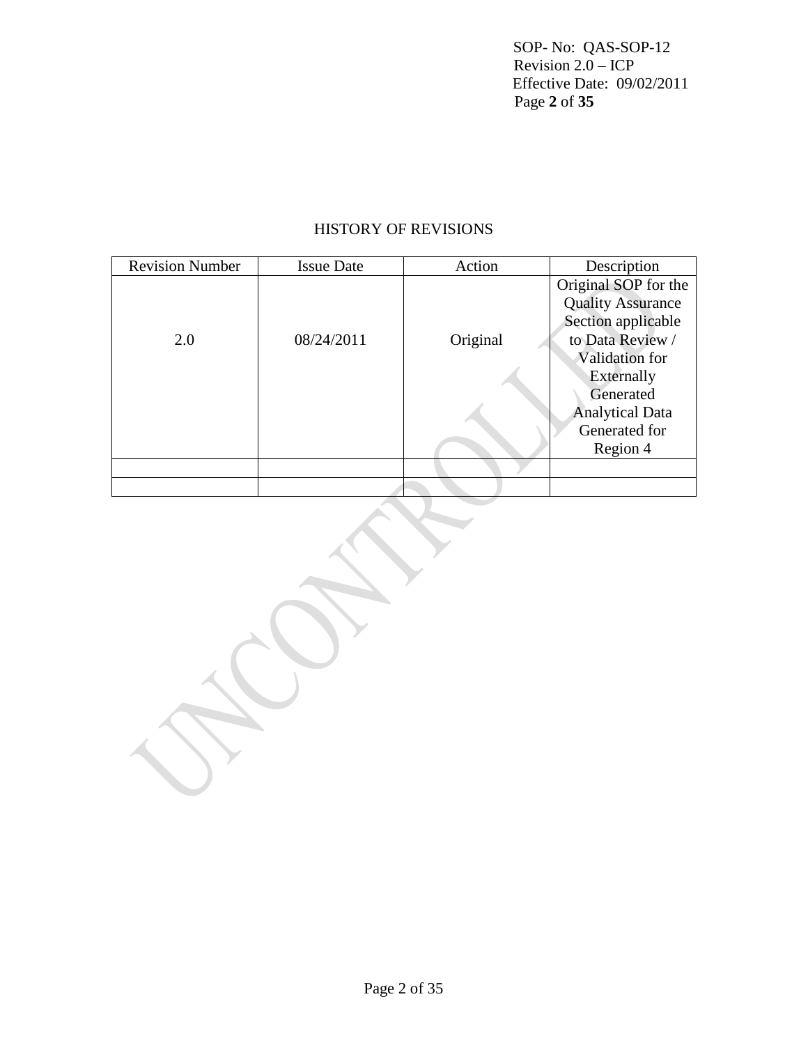## HISTORY OF REVISIONS

| Revision Number | Issue Date | Action | Description |
|---|---|---|---|
| 2.0 | 08/24/2011 | Original | Original SOP for the Quality Assurance Section applicable to Data Review / Validation for Externally Generated Analytical Data Generated for Region 4 |
| | | | |
| | | | |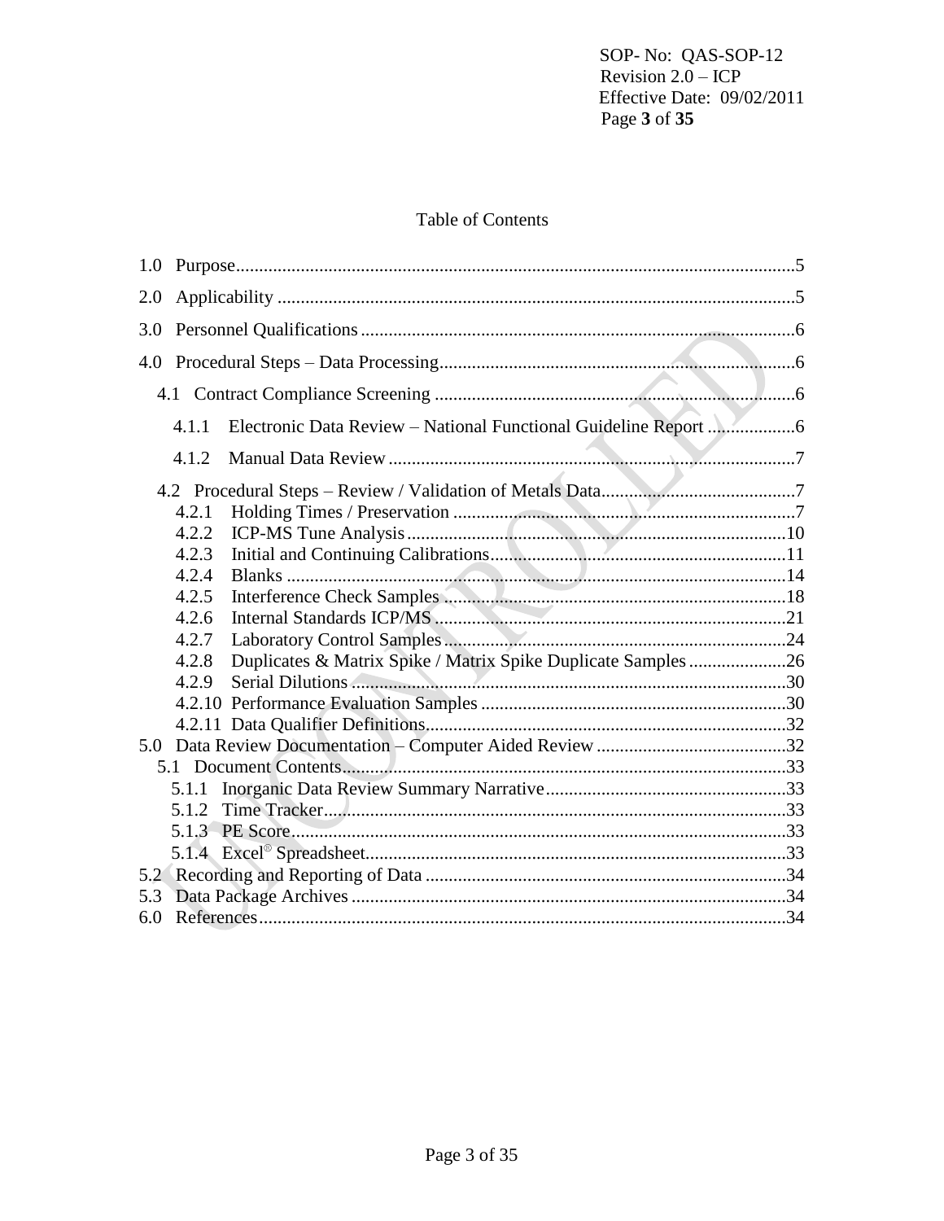Table of Contents

1.0 Purpose.......................................................................................................................5

2.0 Applicability ..............................................................................................................5

3.0 Personnel Qualifications ............................................................................................6

4.0 Procedural Steps – Data Processing............................................................................6

4.1 Contract Compliance Screening .............................................................................6

4.1.1 Electronic Data Review – National Functional Guideline Report ..................6

4.1.2 Manual Data Review .......................................................................................7

4.2 Procedural Steps – Review / Validation of Metals Data..........................................7

4.2.1 Holding Times / Preservation ........................................................................7

4.2.2 ICP-MS Tune Analysis.................................................................................10

4.2.3 Initial and Continuing Calibrations...............................................................11

4.2.4 Blanks ...........................................................................................................14

4.2.5 Interference Check Samples .........................................................................18

4.2.6 Internal Standards ICP/MS ...........................................................................21

4.2.7 Laboratory Control Samples.........................................................................24

4.2.8 Duplicates & Matrix Spike / Matrix Spike Duplicate Samples .....................26

4.2.9 Serial Dilutions ............................................................................................30

4.2.10 Performance Evaluation Samples .................................................................30

4.2.11 Data Qualifier Definitions.............................................................................32

5.0 Data Review Documentation – Computer Aided Review .........................................32

5.1 Document Contents...............................................................................................33

5.1.1 Inorganic Data Review Summary Narrative...................................................33

5.1.2 Time Tracker..................................................................................................33

5.1.3 PE Score.........................................................................................................33

5.1.4 Excel® Spreadsheet.........................................................................................33

5.2 Recording and Reporting of Data .............................................................................34

5.3 Data Package Archives .............................................................................................34

6.0 References.................................................................................................................34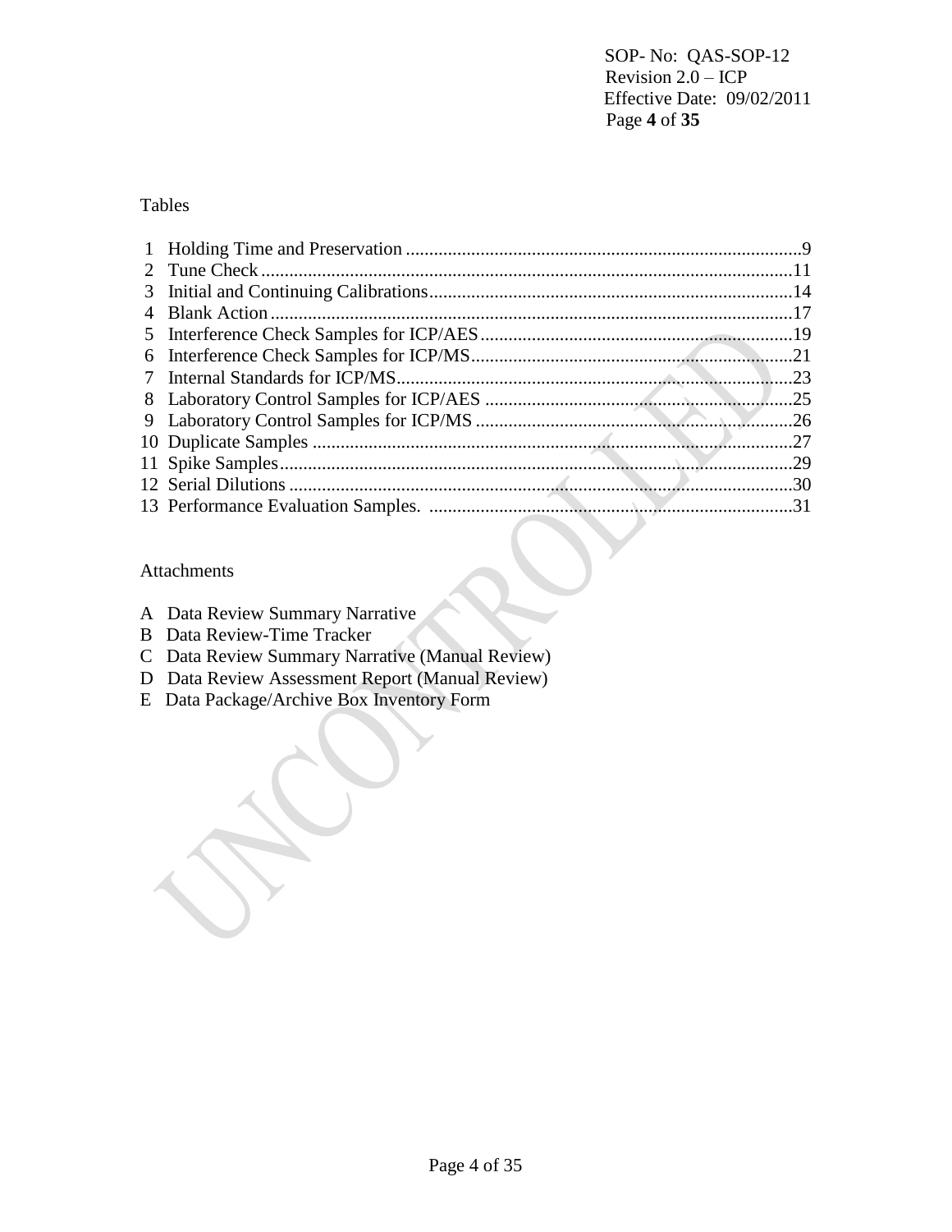Tables

1 Holding Time and Preservation ....................................................................................9
2 Tune Check ..................................................................................................................11
3 Initial and Continuing Calibrations...............................................................................14
4 Blank Action .................................................................................................................17
5 Interference Check Samples for ICP/AES...................................................................19
6 Interference Check Samples for ICP/MS.....................................................................21
7 Internal Standards for ICP/MS.....................................................................................23
8 Laboratory Control Samples for ICP/AES ...................................................................25
9 Laboratory Control Samples for ICP/MS .....................................................................26
10 Duplicate Samples .......................................................................................................27
11 Spike Samples..............................................................................................................29
12 Serial Dilutions ............................................................................................................30
13 Performance Evaluation Samples. ..............................................................................31

Attachments

A Data Review Summary Narrative
B Data Review-Time Tracker
C Data Review Summary Narrative (Manual Review)
D Data Review Assessment Report (Manual Review)
E Data Package/Archive Box Inventory Form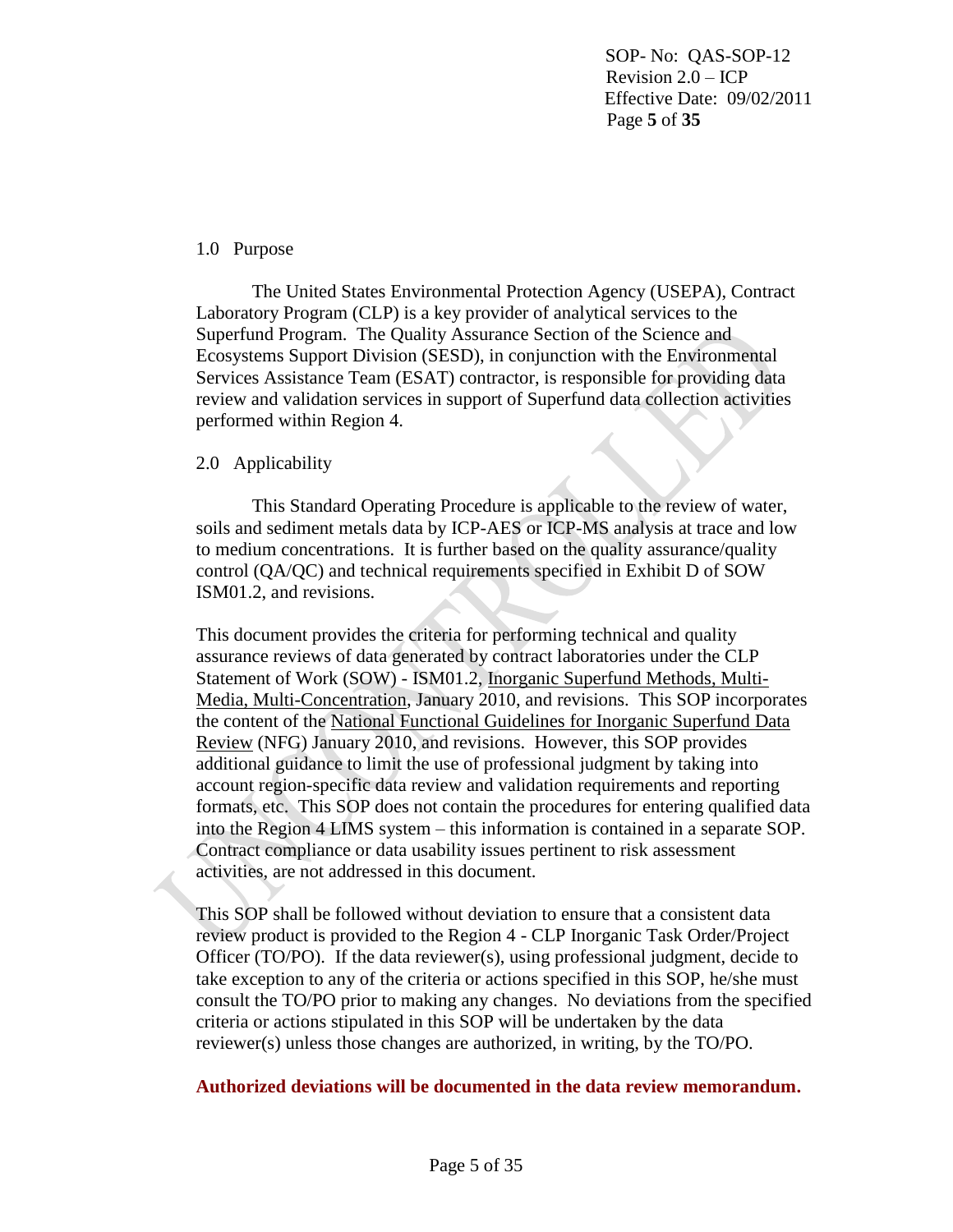## 1.0 Purpose

The United States Environmental Protection Agency (USEPA), Contract Laboratory Program (CLP) is a key provider of analytical services to the Superfund Program. The Quality Assurance Section of the Science and Ecosystems Support Division (SESD), in conjunction with the Environmental Services Assistance Team (ESAT) contractor, is responsible for providing data review and validation services in support of Superfund data collection activities performed within Region 4.

## 2.0 Applicability

This Standard Operating Procedure is applicable to the review of water, soils and sediment metals data by ICP-AES or ICP-MS analysis at trace and low to medium concentrations. It is further based on the quality assurance/quality control (QA/QC) and technical requirements specified in Exhibit D of SOW ISM01.2, and revisions.

This document provides the criteria for performing technical and quality assurance reviews of data generated by contract laboratories under the CLP Statement of Work (SOW) - ISM01.2, Inorganic Superfund Methods, Multi-Media, Multi-Concentration, January 2010, and revisions. This SOP incorporates the content of the National Functional Guidelines for Inorganic Superfund Data Review (NFG) January 2010, and revisions. However, this SOP provides additional guidance to limit the use of professional judgment by taking into account region-specific data review and validation requirements and reporting formats, etc. This SOP does not contain the procedures for entering qualified data into the Region 4 LIMS system – this information is contained in a separate SOP. Contract compliance or data usability issues pertinent to risk assessment activities, are not addressed in this document.

This SOP shall be followed without deviation to ensure that a consistent data review product is provided to the Region 4 - CLP Inorganic Task Order/Project Officer (TO/PO). If the data reviewer(s), using professional judgment, decide to take exception to any of the criteria or actions specified in this SOP, he/she must consult the TO/PO prior to making any changes. No deviations from the specified criteria or actions stipulated in this SOP will be undertaken by the data reviewer(s) unless those changes are authorized, in writing, by the TO/PO.

**Authorized deviations will be documented in the data review memorandum.**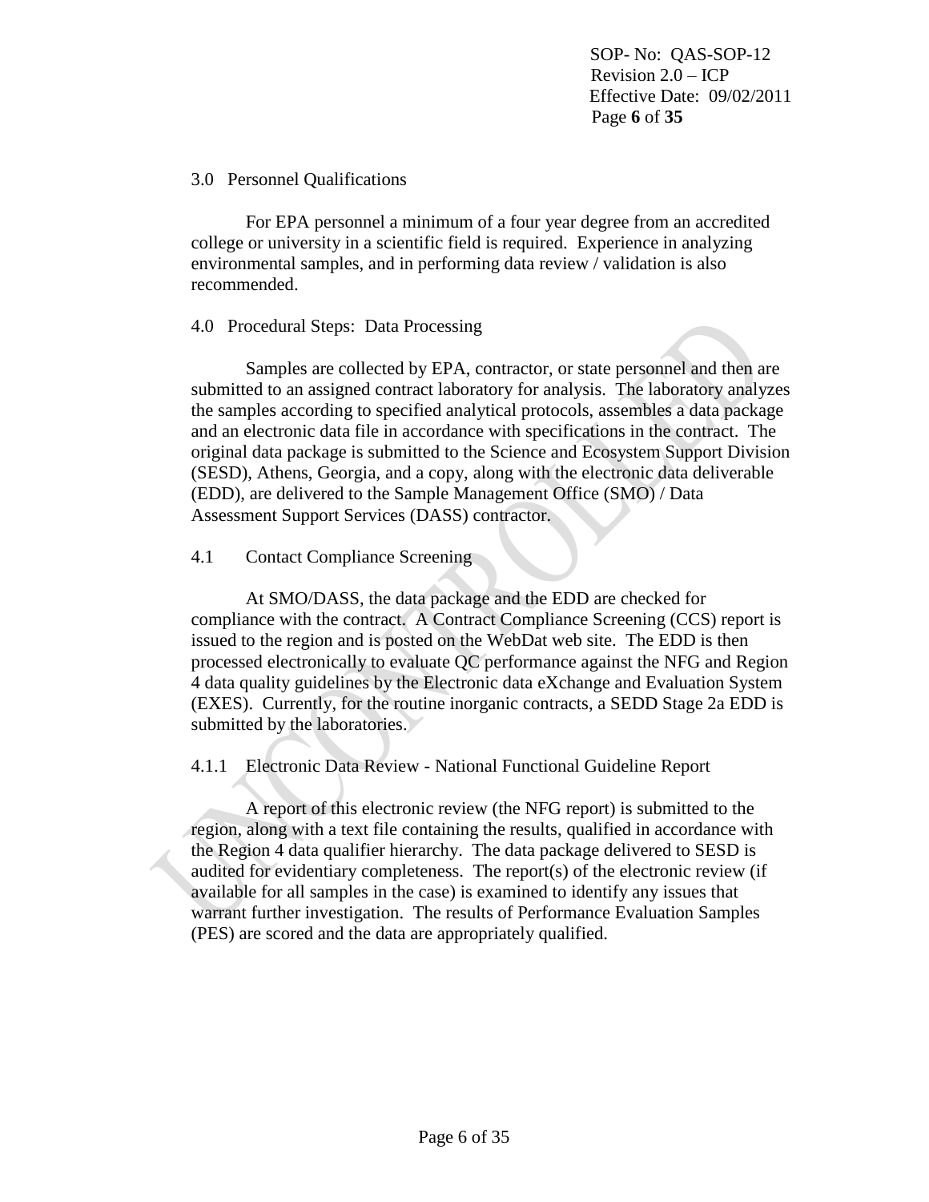## 3.0 Personnel Qualifications

For EPA personnel a minimum of a four year degree from an accredited college or university in a scientific field is required. Experience in analyzing environmental samples, and in performing data review / validation is also recommended.

## 4.0 Procedural Steps: Data Processing

Samples are collected by EPA, contractor, or state personnel and then are submitted to an assigned contract laboratory for analysis. The laboratory analyzes the samples according to specified analytical protocols, assembles a data package and an electronic data file in accordance with specifications in the contract. The original data package is submitted to the Science and Ecosystem Support Division (SESD), Athens, Georgia, and a copy, along with the electronic data deliverable (EDD), are delivered to the Sample Management Office (SMO) / Data Assessment Support Services (DASS) contractor.

### 4.1 Contact Compliance Screening

At SMO/DASS, the data package and the EDD are checked for compliance with the contract. A Contract Compliance Screening (CCS) report is issued to the region and is posted on the WebDat web site. The EDD is then processed electronically to evaluate QC performance against the NFG and Region 4 data quality guidelines by the Electronic data eXchange and Evaluation System (EXES). Currently, for the routine inorganic contracts, a SEDD Stage 2a EDD is submitted by the laboratories.

#### 4.1.1 Electronic Data Review - National Functional Guideline Report

A report of this electronic review (the NFG report) is submitted to the region, along with a text file containing the results, qualified in accordance with the Region 4 data qualifier hierarchy. The data package delivered to SESD is audited for evidentiary completeness. The report(s) of the electronic review (if available for all samples in the case) is examined to identify any issues that warrant further investigation. The results of Performance Evaluation Samples (PES) are scored and the data are appropriately qualified.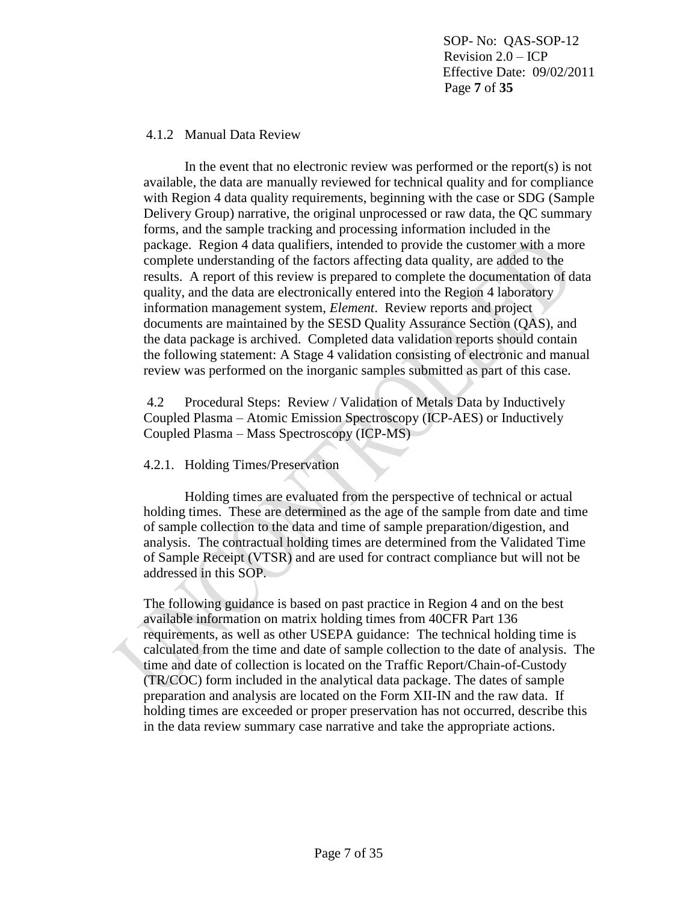### 4.1.2 Manual Data Review

In the event that no electronic review was performed or the report(s) is not available, the data are manually reviewed for technical quality and for compliance with Region 4 data quality requirements, beginning with the case or SDG (Sample Delivery Group) narrative, the original unprocessed or raw data, the QC summary forms, and the sample tracking and processing information included in the package. Region 4 data qualifiers, intended to provide the customer with a more complete understanding of the factors affecting data quality, are added to the results. A report of this review is prepared to complete the documentation of data quality, and the data are electronically entered into the Region 4 laboratory information management system, *Element*. Review reports and project documents are maintained by the SESD Quality Assurance Section (QAS), and the data package is archived. Completed data validation reports should contain the following statement: A Stage 4 validation consisting of electronic and manual review was performed on the inorganic samples submitted as part of this case.

## 4.2 Procedural Steps: Review / Validation of Metals Data by Inductively Coupled Plasma – Atomic Emission Spectroscopy (ICP-AES) or Inductively Coupled Plasma – Mass Spectroscopy (ICP-MS)

### 4.2.1. Holding Times/Preservation

Holding times are evaluated from the perspective of technical or actual holding times. These are determined as the age of the sample from date and time of sample collection to the data and time of sample preparation/digestion, and analysis. The contractual holding times are determined from the Validated Time of Sample Receipt (VTSR) and are used for contract compliance but will not be addressed in this SOP.

The following guidance is based on past practice in Region 4 and on the best available information on matrix holding times from 40CFR Part 136 requirements, as well as other USEPA guidance: The technical holding time is calculated from the time and date of sample collection to the date of analysis. The time and date of collection is located on the Traffic Report/Chain-of-Custody (TR/COC) form included in the analytical data package. The dates of sample preparation and analysis are located on the Form XII-IN and the raw data. If holding times are exceeded or proper preservation has not occurred, describe this in the data review summary case narrative and take the appropriate actions.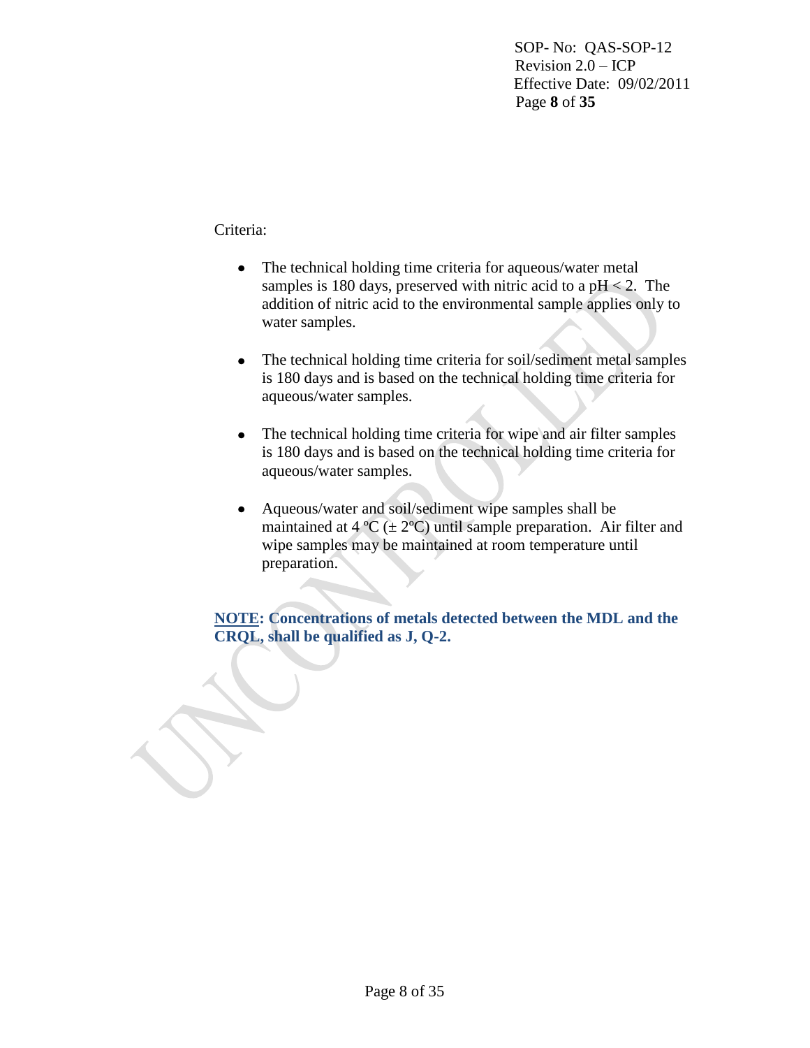Criteria:

- The technical holding time criteria for aqueous/water metal samples is 180 days, preserved with nitric acid to a $pH < 2$. The addition of nitric acid to the environmental sample applies only to water samples.

- The technical holding time criteria for soil/sediment metal samples is 180 days and is based on the technical holding time criteria for aqueous/water samples.

- The technical holding time criteria for wipe and air filter samples is 180 days and is based on the technical holding time criteria for aqueous/water samples.

- Aqueous/water and soil/sediment wipe samples shall be maintained at 4 ºC (± 2ºC) until sample preparation. Air filter and wipe samples may be maintained at room temperature until preparation.

**NOTE: Concentrations of metals detected between the MDL and the CRQL, shall be qualified as J, Q-2.**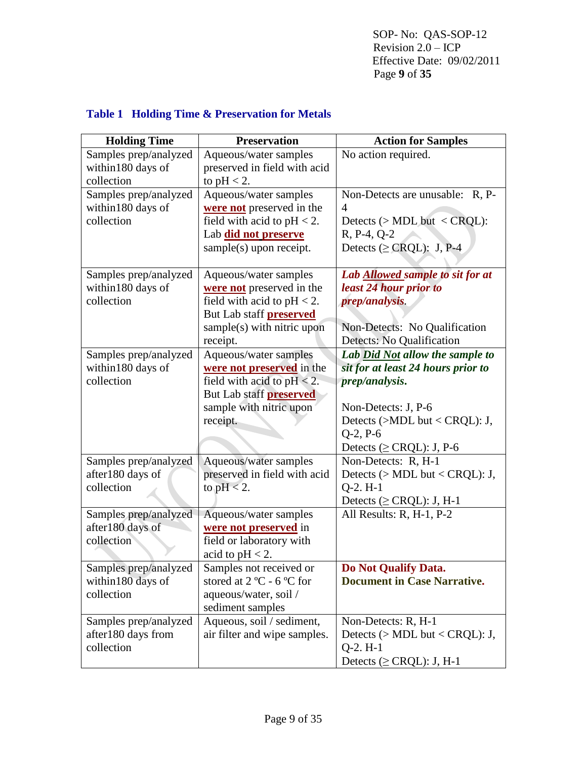### Table 1 Holding Time & Preservation for Metals

| Holding Time | Preservation | Action for Samples |
|---|---|---|
| Samples prep/analyzed within180 days of collection | Aqueous/water samples preserved in field with acid to pH < 2. | No action required. |
| Samples prep/analyzed within180 days of collection | Aqueous/water samples **were not** preserved in the field with acid to pH < 2. Lab **did not preserve** sample(s) upon receipt. | Non-Detects are unusable: R, P-4<br>Detects (> MDL but < CRQL): R, P-4, Q-2<br>Detects (≥ CRQL): J, P-4 |
| Samples prep/analyzed within180 days of collection | Aqueous/water samples **were not** preserved in the field with acid to pH < 2. But Lab staff **preserved** sample(s) with nitric upon receipt. | ***Lab Allowed sample to sit for at least 24 hour prior to prep/analysis.***<br><br>Non-Detects: No Qualification<br>Detects: No Qualification |
| Samples prep/analyzed within180 days of collection | Aqueous/water samples **were not preserved** in the field with acid to pH < 2. But Lab staff **preserved** sample with nitric upon receipt. | ***Lab Did Not allow the sample to sit for at least 24 hours prior to prep/analysis.***<br><br>Non-Detects: J, P-6<br>Detects (>MDL but < CRQL): J, Q-2, P-6<br>Detects (≥ CRQL): J, P-6 |
| Samples prep/analyzed after180 days of collection | Aqueous/water samples preserved in field with acid to pH < 2. | Non-Detects: R, H-1<br>Detects (> MDL but < CRQL): J, Q-2. H-1<br>Detects (≥ CRQL): J, H-1 |
| Samples prep/analyzed after180 days of collection | Aqueous/water samples **were not preserved** in field or laboratory with acid to pH < 2. | All Results: R, H-1, P-2 |
| Samples prep/analyzed within180 days of collection | Samples not received or stored at 2 ºC - 6 ºC for aqueous/water, soil / sediment samples | **Do Not Qualify Data. Document in Case Narrative.** |
| Samples prep/analyzed after180 days from collection | Aqueous, soil / sediment, air filter and wipe samples. | Non-Detects: R, H-1<br>Detects (> MDL but < CRQL): J, Q-2. H-1<br>Detects (≥ CRQL): J, H-1 |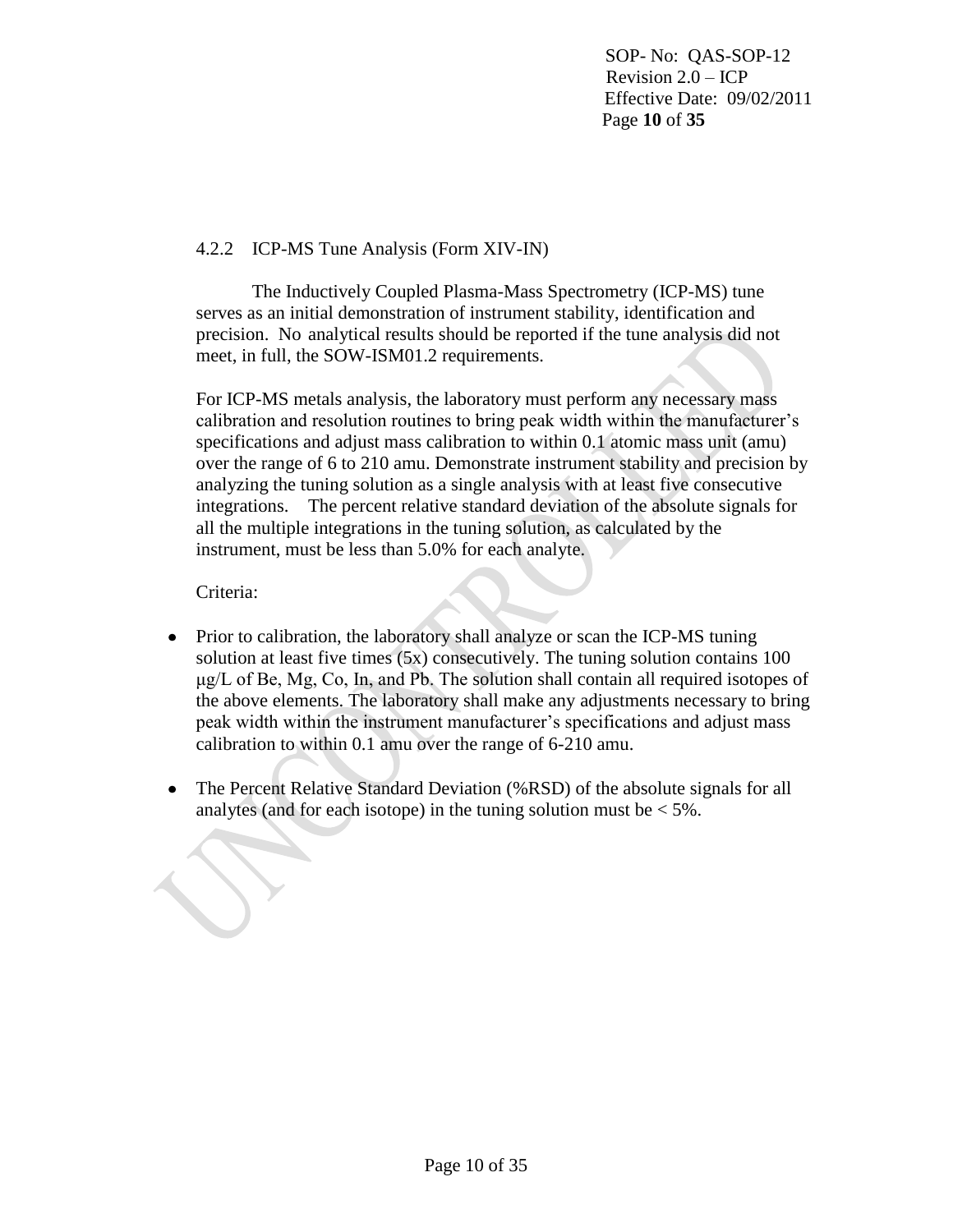### 4.2.2 ICP-MS Tune Analysis (Form XIV-IN)

The Inductively Coupled Plasma-Mass Spectrometry (ICP-MS) tune serves as an initial demonstration of instrument stability, identification and precision. No analytical results should be reported if the tune analysis did not meet, in full, the SOW-ISM01.2 requirements.

For ICP-MS metals analysis, the laboratory must perform any necessary mass calibration and resolution routines to bring peak width within the manufacturer's specifications and adjust mass calibration to within 0.1 atomic mass unit (amu) over the range of 6 to 210 amu. Demonstrate instrument stability and precision by analyzing the tuning solution as a single analysis with at least five consecutive integrations. The percent relative standard deviation of the absolute signals for all the multiple integrations in the tuning solution, as calculated by the instrument, must be less than 5.0% for each analyte.

Criteria:

- Prior to calibration, the laboratory shall analyze or scan the ICP-MS tuning solution at least five times (5x) consecutively. The tuning solution contains 100 μg/L of Be, Mg, Co, In, and Pb. The solution shall contain all required isotopes of the above elements. The laboratory shall make any adjustments necessary to bring peak width within the instrument manufacturer's specifications and adjust mass calibration to within 0.1 amu over the range of 6-210 amu.
- The Percent Relative Standard Deviation (%RSD) of the absolute signals for all analytes (and for each isotope) in the tuning solution must be < 5%.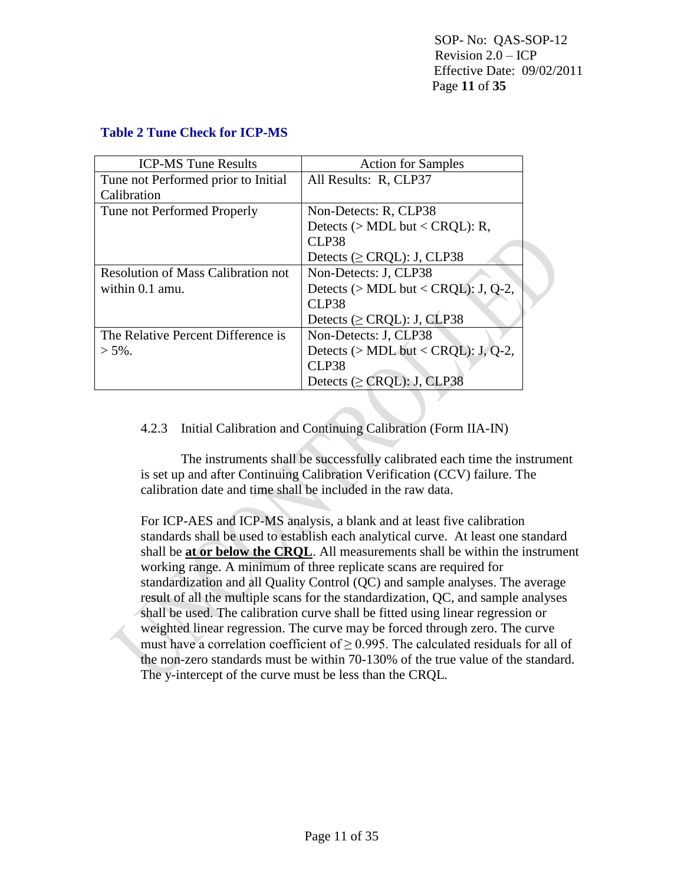### Table 2 Tune Check for ICP-MS

| ICP-MS Tune Results | Action for Samples |
|---|---|
| Tune not Performed prior to Initial Calibration | All Results: R, CLP37 |
| Tune not Performed Properly | Non-Detects: R, CLP38<br>Detects (> MDL but < CRQL): R, CLP38<br>Detects (≥ CRQL): J, CLP38 |
| Resolution of Mass Calibration not within 0.1 amu. | Non-Detects: J, CLP38<br>Detects (> MDL but < CRQL): J, Q-2, CLP38<br>Detects (≥ CRQL): J, CLP38 |
| The Relative Percent Difference is > 5%. | Non-Detects: J, CLP38<br>Detects (> MDL but < CRQL): J, Q-2, CLP38<br>Detects (≥ CRQL): J, CLP38 |

4.2.3 Initial Calibration and Continuing Calibration (Form IIA-IN)

The instruments shall be successfully calibrated each time the instrument is set up and after Continuing Calibration Verification (CCV) failure. The calibration date and time shall be included in the raw data.

For ICP-AES and ICP-MS analysis, a blank and at least five calibration standards shall be used to establish each analytical curve. At least one standard shall be **at or below the CRQL**. All measurements shall be within the instrument working range. A minimum of three replicate scans are required for standardization and all Quality Control (QC) and sample analyses. The average result of all the multiple scans for the standardization, QC, and sample analyses shall be used. The calibration curve shall be fitted using linear regression or weighted linear regression. The curve may be forced through zero. The curve must have a correlation coefficient of ≥ 0.995. The calculated residuals for all of the non-zero standards must be within 70-130% of the true value of the standard. The y-intercept of the curve must be less than the CRQL.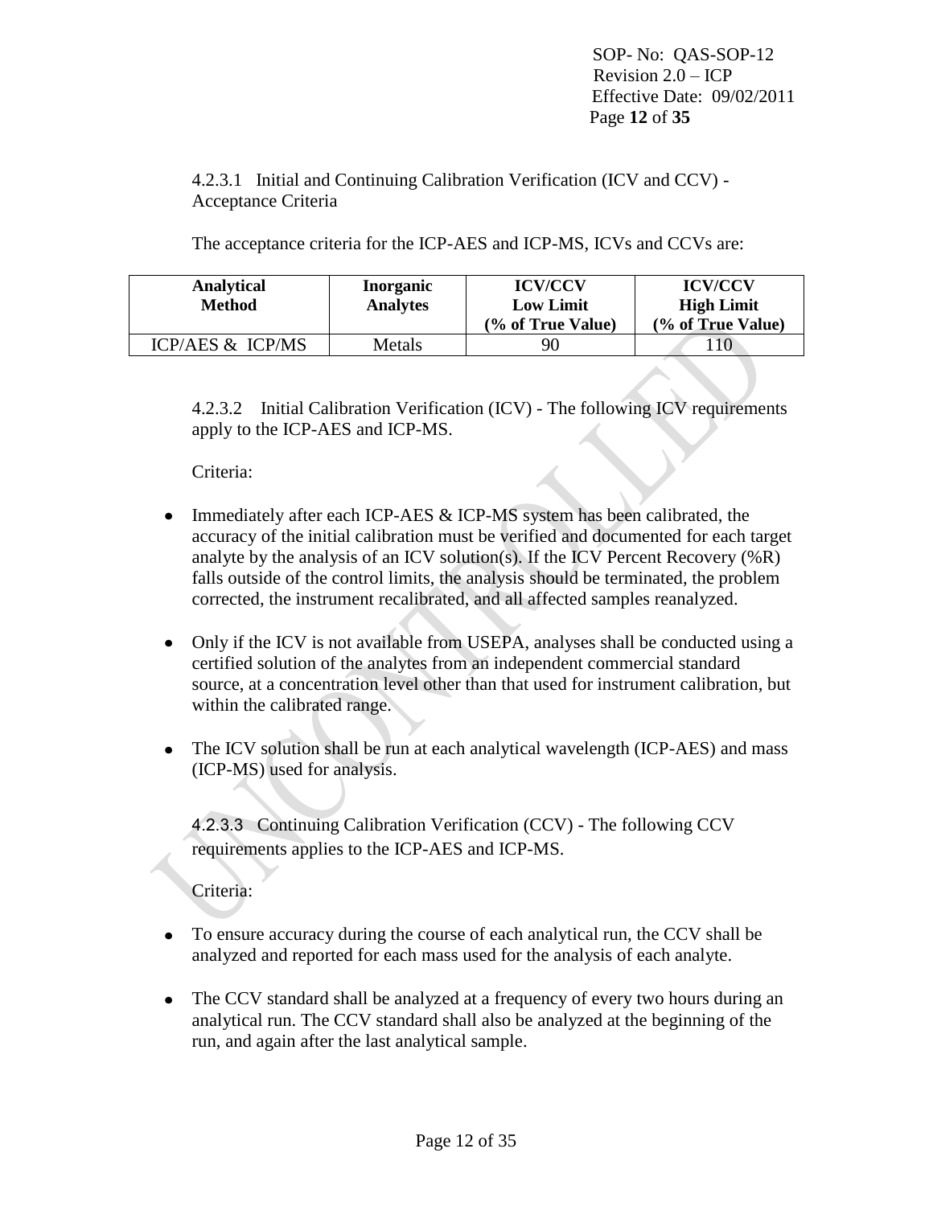4.2.3.1 Initial and Continuing Calibration Verification (ICV and CCV) - Acceptance Criteria

The acceptance criteria for the ICP-AES and ICP-MS, ICVs and CCVs are:

| Analytical Method | Inorganic Analytes | ICV/CCV Low Limit (% of True Value) | ICV/CCV High Limit (% of True Value) |
|---|---|---|---|
| ICP/AES & ICP/MS | Metals | 90 | 110 |

4.2.3.2 Initial Calibration Verification (ICV) - The following ICV requirements apply to the ICP-AES and ICP-MS.

Criteria:

- Immediately after each ICP-AES & ICP-MS system has been calibrated, the accuracy of the initial calibration must be verified and documented for each target analyte by the analysis of an ICV solution(s). If the ICV Percent Recovery (%R) falls outside of the control limits, the analysis should be terminated, the problem corrected, the instrument recalibrated, and all affected samples reanalyzed.
- Only if the ICV is not available from USEPA, analyses shall be conducted using a certified solution of the analytes from an independent commercial standard source, at a concentration level other than that used for instrument calibration, but within the calibrated range.
- The ICV solution shall be run at each analytical wavelength (ICP-AES) and mass (ICP-MS) used for analysis.

4.2.3.3 Continuing Calibration Verification (CCV) - The following CCV requirements applies to the ICP-AES and ICP-MS.

Criteria:

- To ensure accuracy during the course of each analytical run, the CCV shall be analyzed and reported for each mass used for the analysis of each analyte.
- The CCV standard shall be analyzed at a frequency of every two hours during an analytical run. The CCV standard shall also be analyzed at the beginning of the run, and again after the last analytical sample.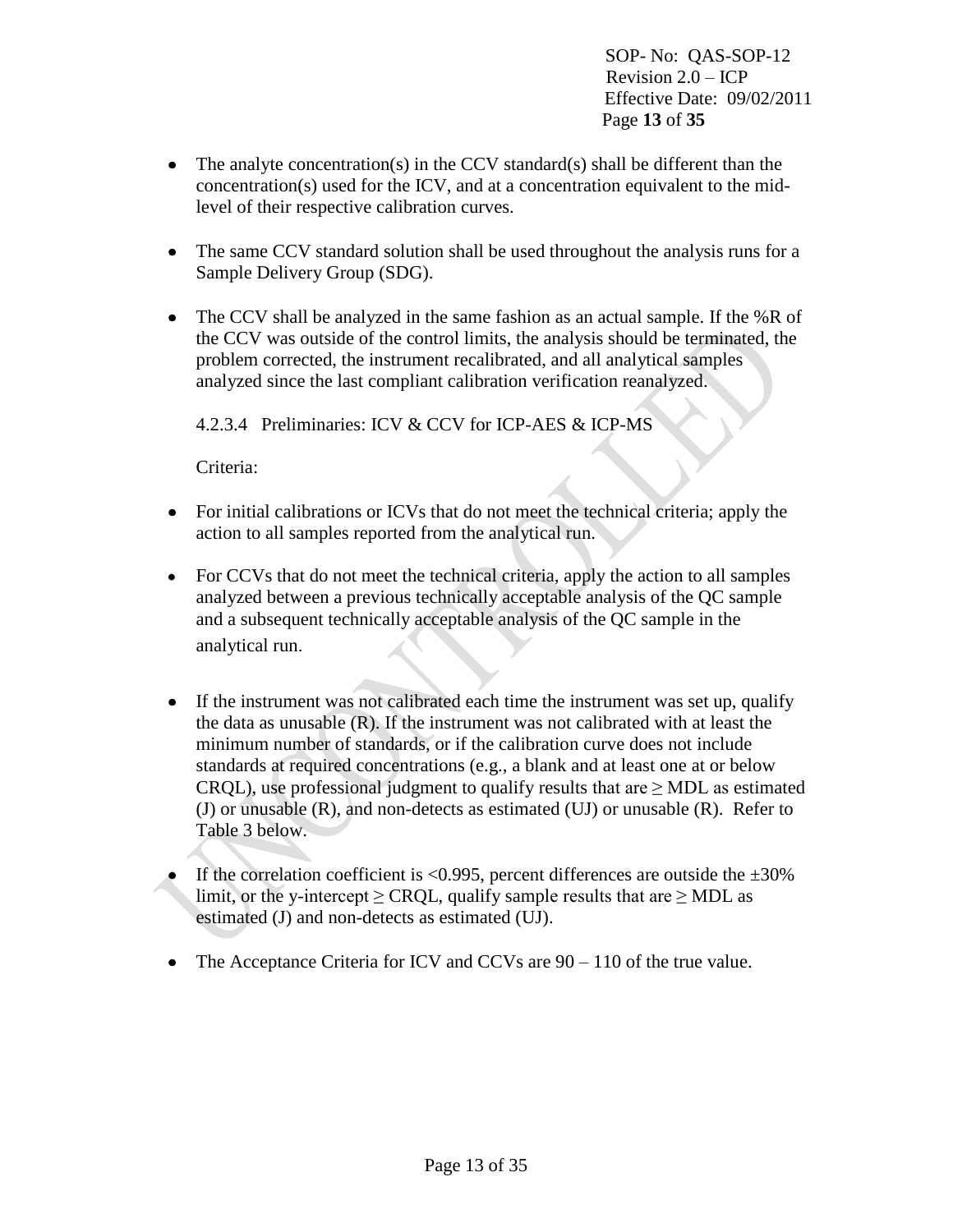- The analyte concentration(s) in the CCV standard(s) shall be different than the concentration(s) used for the ICV, and at a concentration equivalent to the mid-level of their respective calibration curves.

- The same CCV standard solution shall be used throughout the analysis runs for a Sample Delivery Group (SDG).

- The CCV shall be analyzed in the same fashion as an actual sample. If the %R of the CCV was outside of the control limits, the analysis should be terminated, the problem corrected, the instrument recalibrated, and all analytical samples analyzed since the last compliant calibration verification reanalyzed.

4.2.3.4 Preliminaries: ICV & CCV for ICP-AES & ICP-MS

Criteria:

- For initial calibrations or ICVs that do not meet the technical criteria; apply the action to all samples reported from the analytical run.

- For CCVs that do not meet the technical criteria, apply the action to all samples analyzed between a previous technically acceptable analysis of the QC sample and a subsequent technically acceptable analysis of the QC sample in the analytical run.

- If the instrument was not calibrated each time the instrument was set up, qualify the data as unusable (R). If the instrument was not calibrated with at least the minimum number of standards, or if the calibration curve does not include standards at required concentrations (e.g., a blank and at least one at or below CRQL), use professional judgment to qualify results that are ≥ MDL as estimated (J) or unusable (R), and non-detects as estimated (UJ) or unusable (R). Refer to Table 3 below.

- If the correlation coefficient is <0.995, percent differences are outside the ±30% limit, or the y-intercept ≥ CRQL, qualify sample results that are ≥ MDL as estimated (J) and non-detects as estimated (UJ).

- The Acceptance Criteria for ICV and CCVs are 90 – 110 of the true value.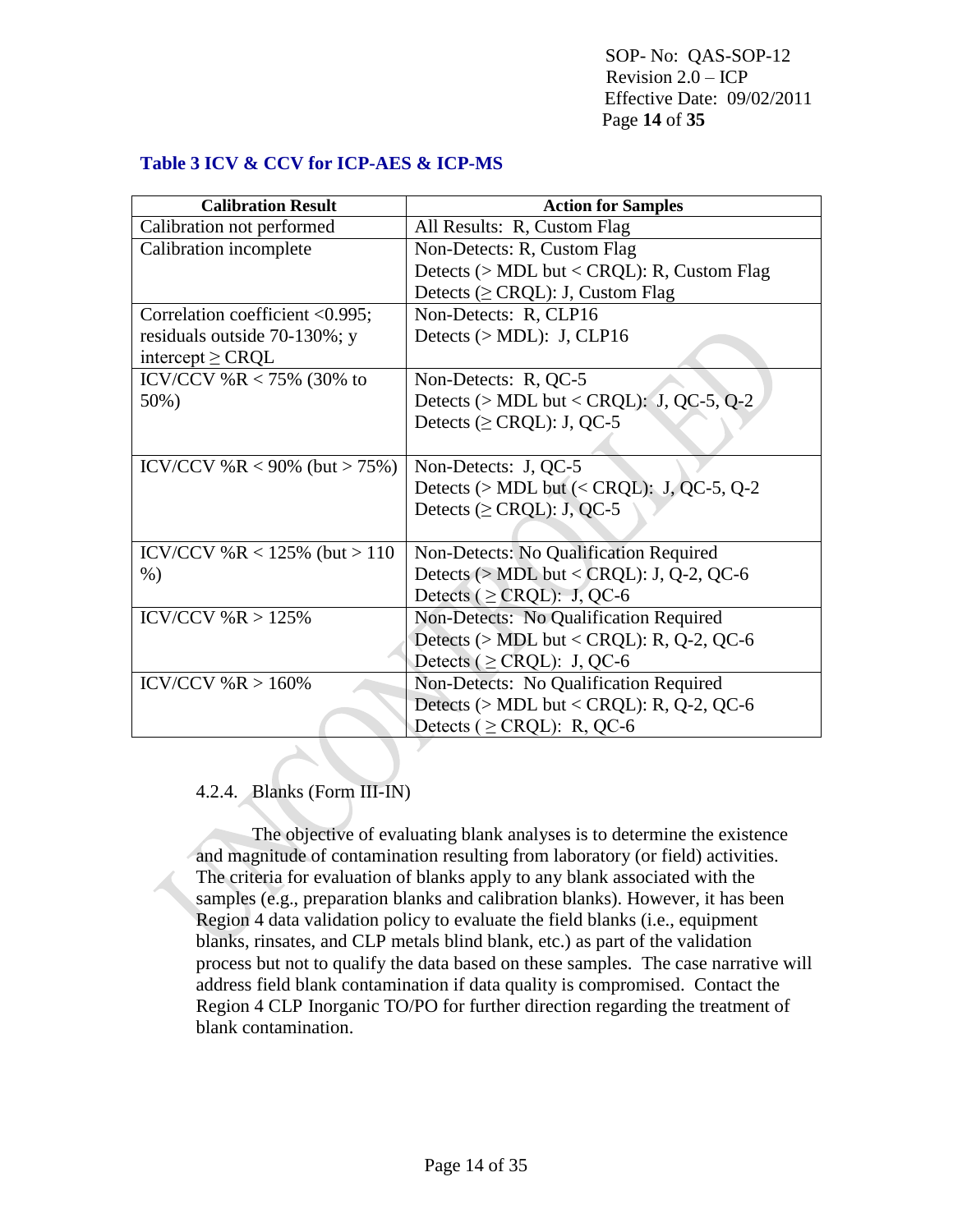**Table 3 ICV & CCV for ICP-AES & ICP-MS**

| Calibration Result | Action for Samples |
| --- | --- |
| Calibration not performed | All Results: R, Custom Flag |
| Calibration incomplete | Non-Detects: R, Custom Flag<br>Detects (> MDL but < CRQL): R, Custom Flag<br>Detects (≥ CRQL): J, Custom Flag |
| Correlation coefficient <0.995; residuals outside 70-130%; y intercept ≥ CRQL | Non-Detects: R, CLP16<br>Detects (> MDL): J, CLP16 |
| ICV/CCV %R < 75% (30% to 50%) | Non-Detects: R, QC-5<br>Detects (> MDL but < CRQL): J, QC-5, Q-2<br>Detects (≥ CRQL): J, QC-5 |
| ICV/CCV %R < 90% (but > 75%) | Non-Detects: J, QC-5<br>Detects (> MDL but (< CRQL): J, QC-5, Q-2<br>Detects (≥ CRQL): J, QC-5 |
| ICV/CCV %R < 125% (but > 110 %) | Non-Detects: No Qualification Required<br>Detects (> MDL but < CRQL): J, Q-2, QC-6<br>Detects ( ≥ CRQL): J, QC-6 |
| ICV/CCV %R > 125% | Non-Detects: No Qualification Required<br>Detects (> MDL but < CRQL): R, Q-2, QC-6<br>Detects ( ≥ CRQL): J, QC-6 |
| ICV/CCV %R > 160% | Non-Detects: No Qualification Required<br>Detects (> MDL but < CRQL): R, Q-2, QC-6<br>Detects ( ≥ CRQL): R, QC-6 |

4.2.4. Blanks (Form III-IN)

The objective of evaluating blank analyses is to determine the existence and magnitude of contamination resulting from laboratory (or field) activities. The criteria for evaluation of blanks apply to any blank associated with the samples (e.g., preparation blanks and calibration blanks). However, it has been Region 4 data validation policy to evaluate the field blanks (i.e., equipment blanks, rinsates, and CLP metals blind blank, etc.) as part of the validation process but not to qualify the data based on these samples. The case narrative will address field blank contamination if data quality is compromised. Contact the Region 4 CLP Inorganic TO/PO for further direction regarding the treatment of blank contamination.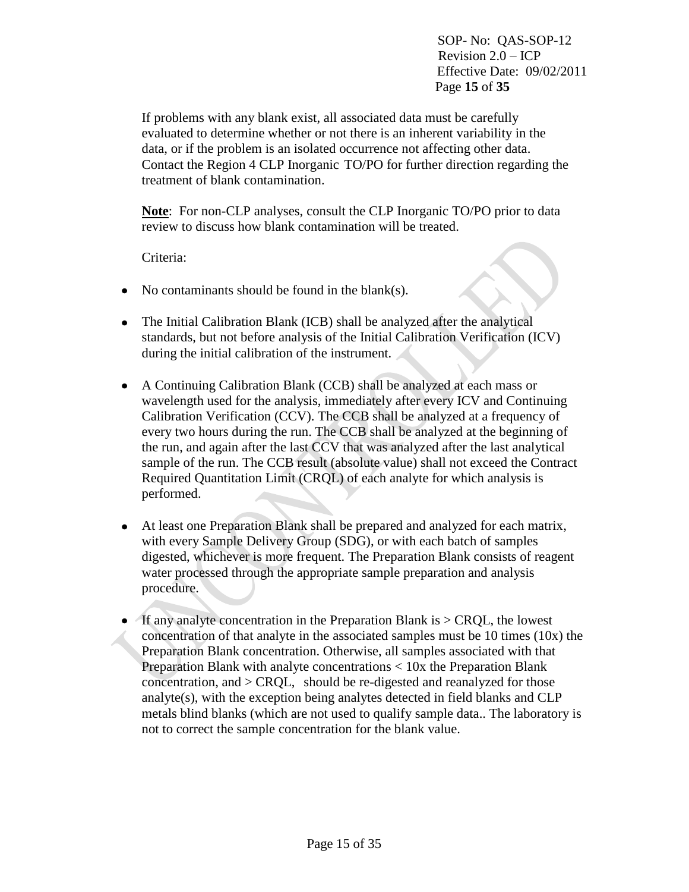If problems with any blank exist, all associated data must be carefully evaluated to determine whether or not there is an inherent variability in the data, or if the problem is an isolated occurrence not affecting other data. Contact the Region 4 CLP Inorganic TO/PO for further direction regarding the treatment of blank contamination.

**Note**: For non-CLP analyses, consult the CLP Inorganic TO/PO prior to data review to discuss how blank contamination will be treated.

Criteria:

- No contaminants should be found in the blank(s).
- The Initial Calibration Blank (ICB) shall be analyzed after the analytical standards, but not before analysis of the Initial Calibration Verification (ICV) during the initial calibration of the instrument.
- A Continuing Calibration Blank (CCB) shall be analyzed at each mass or wavelength used for the analysis, immediately after every ICV and Continuing Calibration Verification (CCV). The CCB shall be analyzed at a frequency of every two hours during the run. The CCB shall be analyzed at the beginning of the run, and again after the last CCV that was analyzed after the last analytical sample of the run. The CCB result (absolute value) shall not exceed the Contract Required Quantitation Limit (CRQL) of each analyte for which analysis is performed.
- At least one Preparation Blank shall be prepared and analyzed for each matrix, with every Sample Delivery Group (SDG), or with each batch of samples digested, whichever is more frequent. The Preparation Blank consists of reagent water processed through the appropriate sample preparation and analysis procedure.
- If any analyte concentration in the Preparation Blank is > CRQL, the lowest concentration of that analyte in the associated samples must be 10 times (10x) the Preparation Blank concentration. Otherwise, all samples associated with that Preparation Blank with analyte concentrations < 10x the Preparation Blank concentration, and > CRQL, should be re-digested and reanalyzed for those analyte(s), with the exception being analytes detected in field blanks and CLP metals blind blanks (which are not used to qualify sample data.. The laboratory is not to correct the sample concentration for the blank value.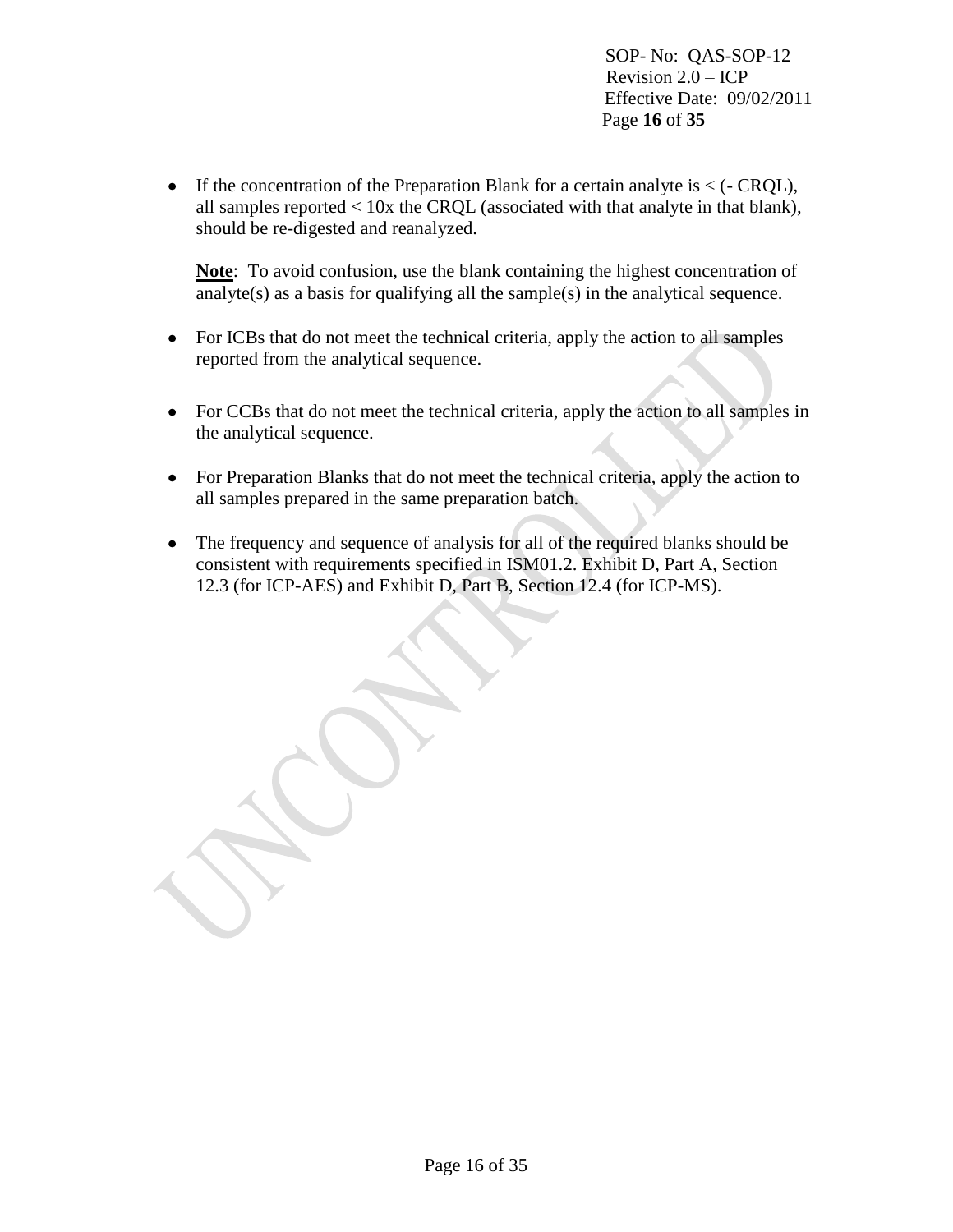- If the concentration of the Preparation Blank for a certain analyte is < (- CRQL), all samples reported < 10x the CRQL (associated with that analyte in that blank), should be re-digested and reanalyzed.

  **Note**: To avoid confusion, use the blank containing the highest concentration of analyte(s) as a basis for qualifying all the sample(s) in the analytical sequence.

- For ICBs that do not meet the technical criteria, apply the action to all samples reported from the analytical sequence.

- For CCBs that do not meet the technical criteria, apply the action to all samples in the analytical sequence.

- For Preparation Blanks that do not meet the technical criteria, apply the action to all samples prepared in the same preparation batch.

- The frequency and sequence of analysis for all of the required blanks should be consistent with requirements specified in ISM01.2. Exhibit D, Part A, Section 12.3 (for ICP-AES) and Exhibit D, Part B, Section 12.4 (for ICP-MS).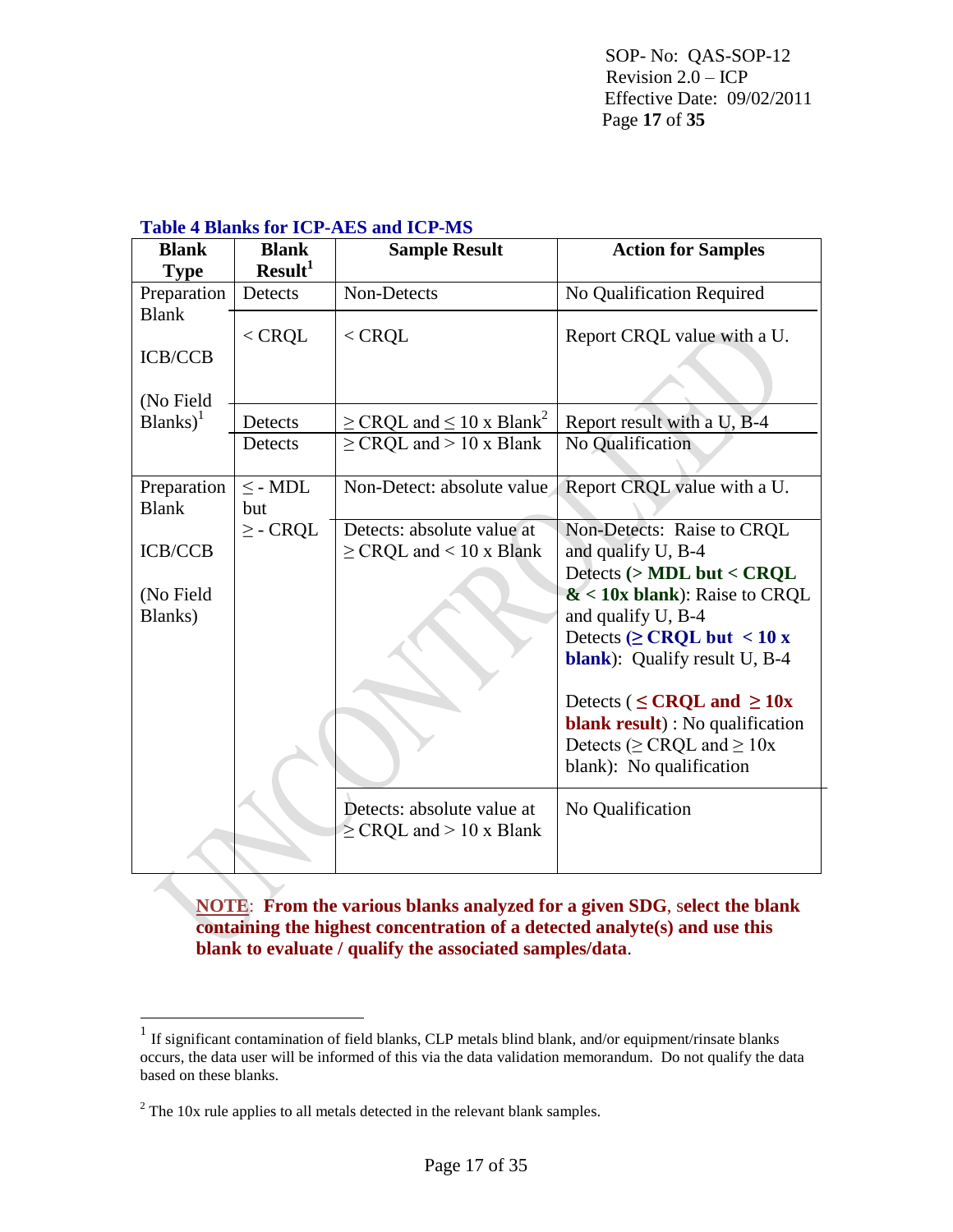**Table 4 Blanks for ICP-AES and ICP-MS**

| Blank Type | Blank Result[1] | Sample Result | Action for Samples |
|---|---|---|---|
| Preparation Blank<br><br>ICB/CCB<br><br>(No Field Blanks)[1] | Detects | Non-Detects | No Qualification Required |
| | < CRQL | < CRQL | Report CRQL value with a U. |
| | Detects | ≥ CRQL and ≤ 10 x Blank[2] | Report result with a U, B-4 |
| | Detects | ≥ CRQL and > 10 x Blank | No Qualification |
| Preparation Blank<br><br>ICB/CCB<br><br>(No Field Blanks) | ≤ - MDL but<br>≥ - CRQL | Non-Detect: absolute value | Report CRQL value with a U. |
| | | Detects: absolute value at ≥ CRQL and < 10 x Blank | Non-Detects: Raise to CRQL and qualify U, B-4<br>Detects **(> MDL but < CRQL & < 10x blank)**: Raise to CRQL and qualify U, B-4<br>Detects **(≥ CRQL but < 10 x blank)**: Qualify result U, B-4<br><br>Detects ( **≤ CRQL and ≥ 10x blank result**) : No qualification<br>Detects (≥ CRQL and ≥ 10x blank): No qualification |
| | | Detects: absolute value at ≥ CRQL and > 10 x Blank | No Qualification |

**NOTE: From the various blanks analyzed for a given SDG, select the blank containing the highest concentration of a detected analyte(s) and use this blank to evaluate / qualify the associated samples/data.**

[1] If significant contamination of field blanks, CLP metals blind blank, and/or equipment/rinsate blanks occurs, the data user will be informed of this via the data validation memorandum. Do not qualify the data based on these blanks.

[2] The 10x rule applies to all metals detected in the relevant blank samples.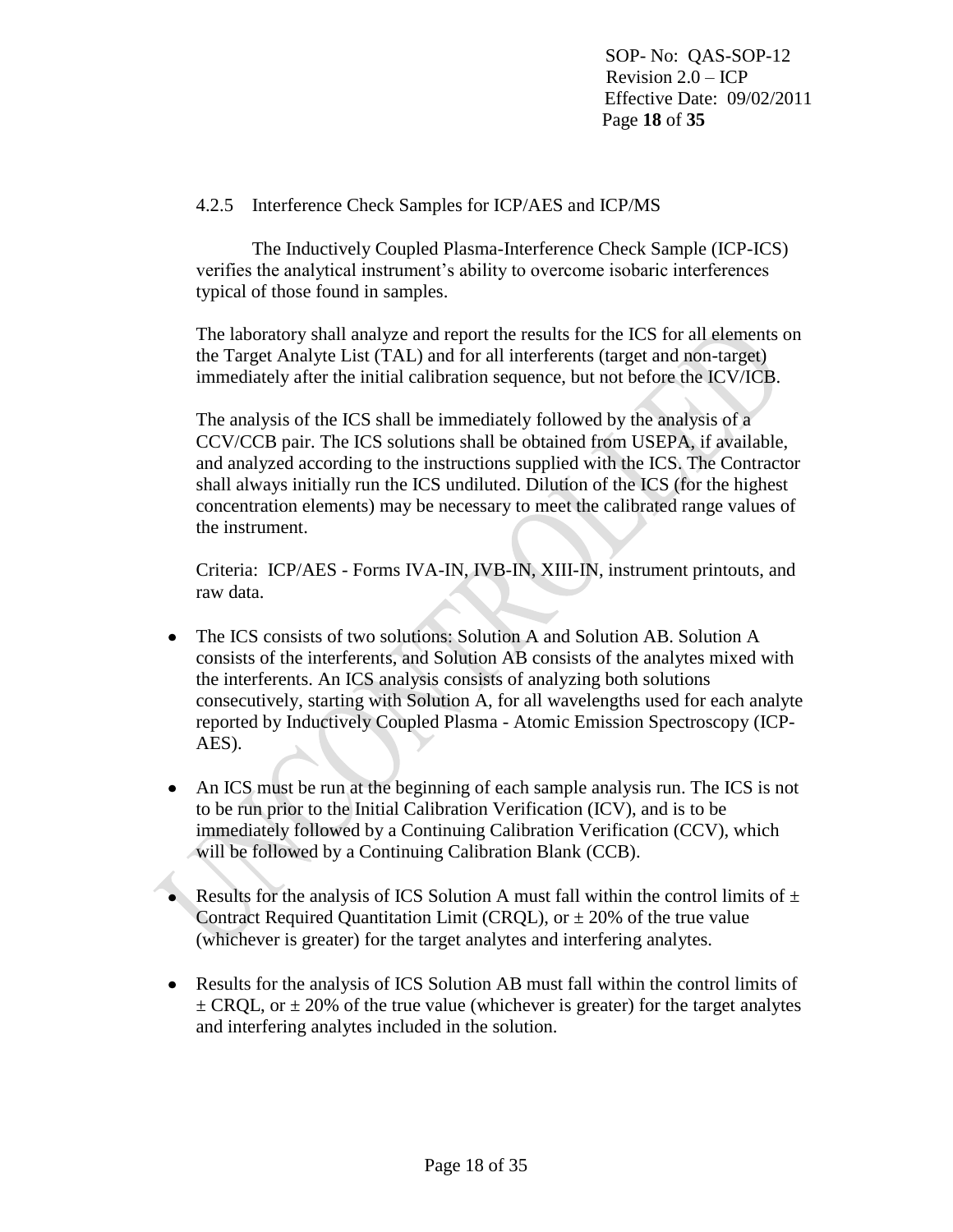### 4.2.5 Interference Check Samples for ICP/AES and ICP/MS

The Inductively Coupled Plasma-Interference Check Sample (ICP-ICS) verifies the analytical instrument's ability to overcome isobaric interferences typical of those found in samples.

The laboratory shall analyze and report the results for the ICS for all elements on the Target Analyte List (TAL) and for all interferents (target and non-target) immediately after the initial calibration sequence, but not before the ICV/ICB.

The analysis of the ICS shall be immediately followed by the analysis of a CCV/CCB pair. The ICS solutions shall be obtained from USEPA, if available, and analyzed according to the instructions supplied with the ICS. The Contractor shall always initially run the ICS undiluted. Dilution of the ICS (for the highest concentration elements) may be necessary to meet the calibrated range values of the instrument.

Criteria: ICP/AES - Forms IVA-IN, IVB-IN, XIII-IN, instrument printouts, and raw data.

- The ICS consists of two solutions: Solution A and Solution AB. Solution A consists of the interferents, and Solution AB consists of the analytes mixed with the interferents. An ICS analysis consists of analyzing both solutions consecutively, starting with Solution A, for all wavelengths used for each analyte reported by Inductively Coupled Plasma - Atomic Emission Spectroscopy (ICP-AES).
- An ICS must be run at the beginning of each sample analysis run. The ICS is not to be run prior to the Initial Calibration Verification (ICV), and is to be immediately followed by a Continuing Calibration Verification (CCV), which will be followed by a Continuing Calibration Blank (CCB).
- Results for the analysis of ICS Solution A must fall within the control limits of ± Contract Required Quantitation Limit (CRQL), or ± 20% of the true value (whichever is greater) for the target analytes and interfering analytes.
- Results for the analysis of ICS Solution AB must fall within the control limits of ± CRQL, or ± 20% of the true value (whichever is greater) for the target analytes and interfering analytes included in the solution.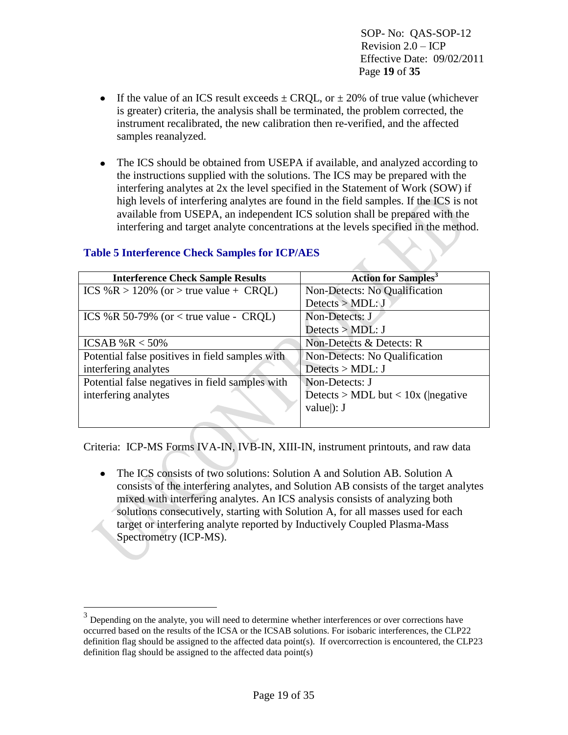- If the value of an ICS result exceeds ± CRQL, or ± 20% of true value (whichever is greater) criteria, the analysis shall be terminated, the problem corrected, the instrument recalibrated, the new calibration then re-verified, and the affected samples reanalyzed.

- The ICS should be obtained from USEPA if available, and analyzed according to the instructions supplied with the solutions. The ICS may be prepared with the interfering analytes at 2x the level specified in the Statement of Work (SOW) if high levels of interfering analytes are found in the field samples. If the ICS is not available from USEPA, an independent ICS solution shall be prepared with the interfering and target analyte concentrations at the levels specified in the method.

### Table 5 Interference Check Samples for ICP/AES

| Interference Check Sample Results | Action for Samples[3] |
|---|---|
| ICS %R > 120% (or > true value + CRQL) | Non-Detects: No Qualification<br>Detects > MDL: J |
| ICS %R 50-79% (or < true value - CRQL) | Non-Detects: J<br>Detects > MDL: J |
| ICSAB %R < 50% | Non-Detects & Detects: R |
| Potential false positives in field samples with interfering analytes | Non-Detects: No Qualification<br>Detects > MDL: J |
| Potential false negatives in field samples with interfering analytes | Non-Detects: J<br>Detects > MDL but < 10x (\|negative value\|): J |

Criteria: ICP-MS Forms IVA-IN, IVB-IN, XIII-IN, instrument printouts, and raw data

- The ICS consists of two solutions: Solution A and Solution AB. Solution A consists of the interfering analytes, and Solution AB consists of the target analytes mixed with interfering analytes. An ICS analysis consists of analyzing both solutions consecutively, starting with Solution A, for all masses used for each target or interfering analyte reported by Inductively Coupled Plasma-Mass Spectrometry (ICP-MS).

[3] Depending on the analyte, you will need to determine whether interferences or over corrections have occurred based on the results of the ICSA or the ICSAB solutions. For isobaric interferences, the CLP22 definition flag should be assigned to the affected data point(s). If overcorrection is encountered, the CLP23 definition flag should be assigned to the affected data point(s)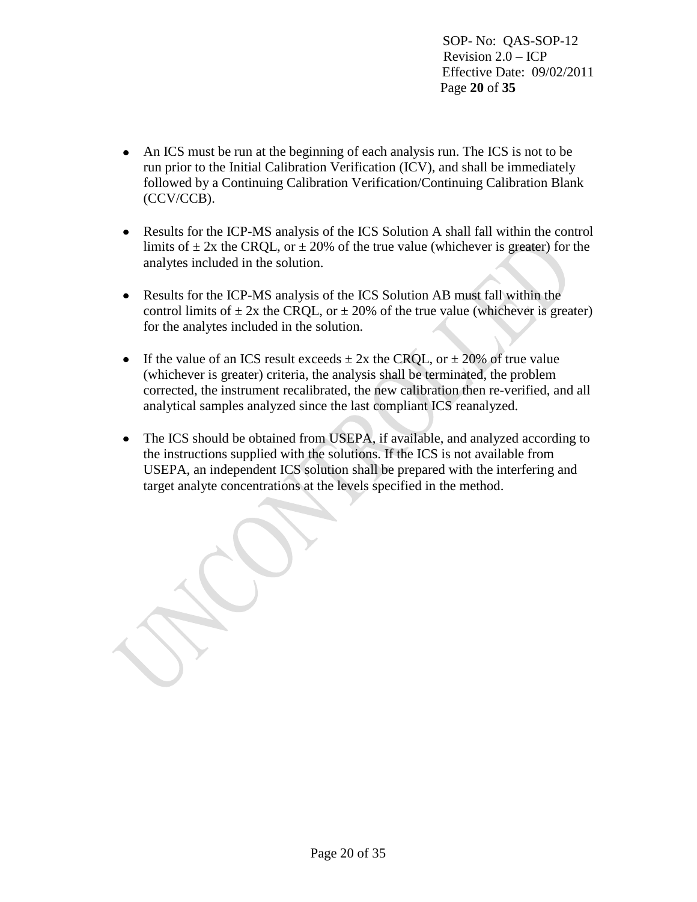- An ICS must be run at the beginning of each analysis run. The ICS is not to be run prior to the Initial Calibration Verification (ICV), and shall be immediately followed by a Continuing Calibration Verification/Continuing Calibration Blank (CCV/CCB).

- Results for the ICP-MS analysis of the ICS Solution A shall fall within the control limits of ± 2x the CRQL, or ± 20% of the true value (whichever is greater) for the analytes included in the solution.

- Results for the ICP-MS analysis of the ICS Solution AB must fall within the control limits of ± 2x the CRQL, or ± 20% of the true value (whichever is greater) for the analytes included in the solution.

- If the value of an ICS result exceeds ± 2x the CRQL, or ± 20% of true value (whichever is greater) criteria, the analysis shall be terminated, the problem corrected, the instrument recalibrated, the new calibration then re-verified, and all analytical samples analyzed since the last compliant ICS reanalyzed.

- The ICS should be obtained from USEPA, if available, and analyzed according to the instructions supplied with the solutions. If the ICS is not available from USEPA, an independent ICS solution shall be prepared with the interfering and target analyte concentrations at the levels specified in the method.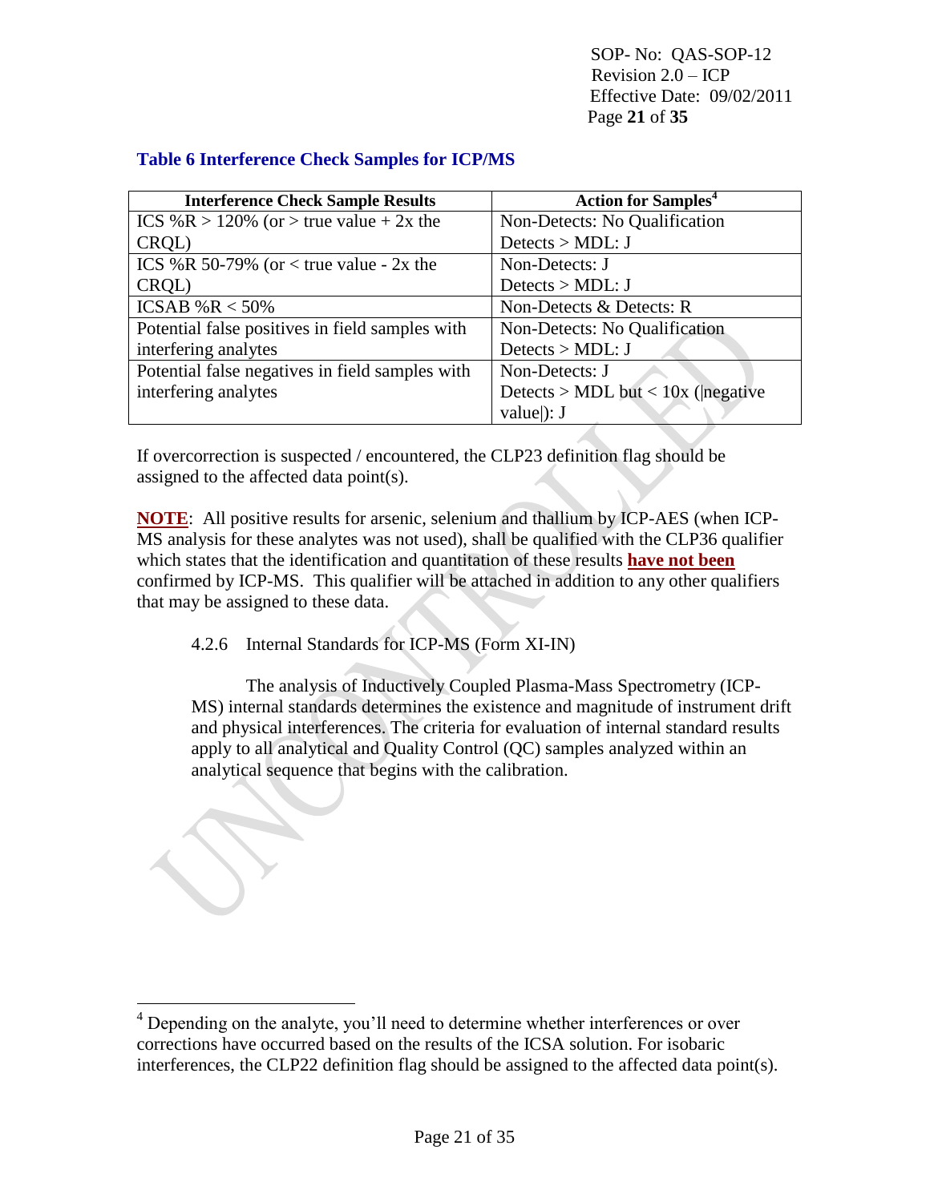### Table 6 Interference Check Samples for ICP/MS

| Interference Check Sample Results | Action for Samples[4] |
|---|---|
| ICS %R > 120% (or > true value + 2x the CRQL) | Non-Detects: No Qualification<br>Detects > MDL: J |
| ICS %R 50-79% (or < true value - 2x the CRQL) | Non-Detects: J<br>Detects > MDL: J |
| ICSAB %R < 50% | Non-Detects & Detects: R |
| Potential false positives in field samples with interfering analytes | Non-Detects: No Qualification<br>Detects > MDL: J |
| Potential false negatives in field samples with interfering analytes | Non-Detects: J<br>Detects > MDL but < 10x (\|negative value\|): J |

If overcorrection is suspected / encountered, the CLP23 definition flag should be assigned to the affected data point(s).

**NOTE**: All positive results for arsenic, selenium and thallium by ICP-AES (when ICP-MS analysis for these analytes was not used), shall be qualified with the CLP36 qualifier which states that the identification and quantitation of these results **have not been** confirmed by ICP-MS. This qualifier will be attached in addition to any other qualifiers that may be assigned to these data.

4.2.6 Internal Standards for ICP-MS (Form XI-IN)

The analysis of Inductively Coupled Plasma-Mass Spectrometry (ICP-MS) internal standards determines the existence and magnitude of instrument drift and physical interferences. The criteria for evaluation of internal standard results apply to all analytical and Quality Control (QC) samples analyzed within an analytical sequence that begins with the calibration.

[4] Depending on the analyte, you'll need to determine whether interferences or over corrections have occurred based on the results of the ICSA solution. For isobaric interferences, the CLP22 definition flag should be assigned to the affected data point(s).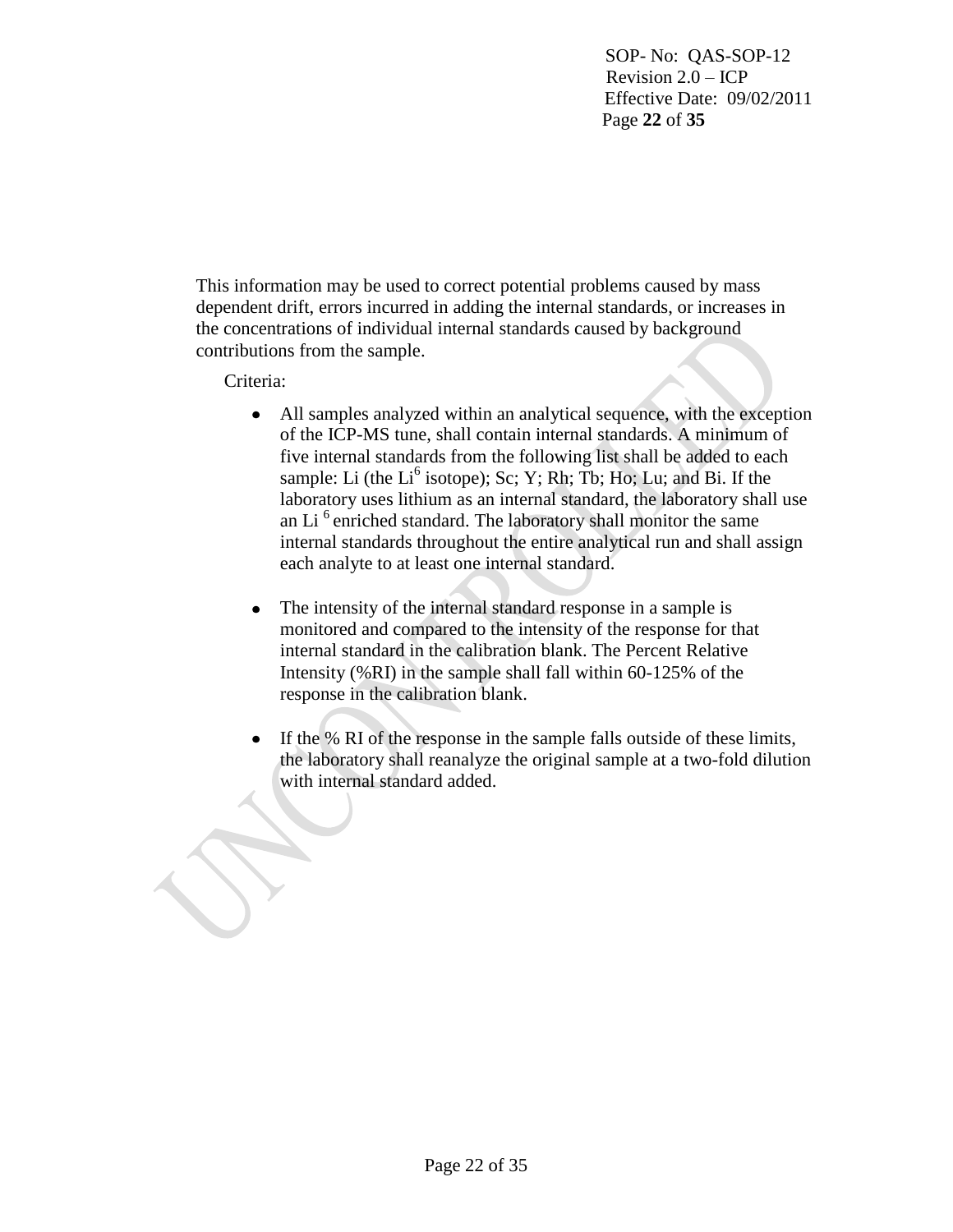This information may be used to correct potential problems caused by mass dependent drift, errors incurred in adding the internal standards, or increases in the concentrations of individual internal standards caused by background contributions from the sample.

Criteria:

- All samples analyzed within an analytical sequence, with the exception of the ICP-MS tune, shall contain internal standards. A minimum of five internal standards from the following list shall be added to each sample: Li (the $Li^6$ isotope); Sc; Y; Rh; Tb; Ho; Lu; and Bi. If the laboratory uses lithium as an internal standard, the laboratory shall use an $Li^6$ enriched standard. The laboratory shall monitor the same internal standards throughout the entire analytical run and shall assign each analyte to at least one internal standard.

- The intensity of the internal standard response in a sample is monitored and compared to the intensity of the response for that internal standard in the calibration blank. The Percent Relative Intensity (%RI) in the sample shall fall within 60-125% of the response in the calibration blank.

- If the % RI of the response in the sample falls outside of these limits, the laboratory shall reanalyze the original sample at a two-fold dilution with internal standard added.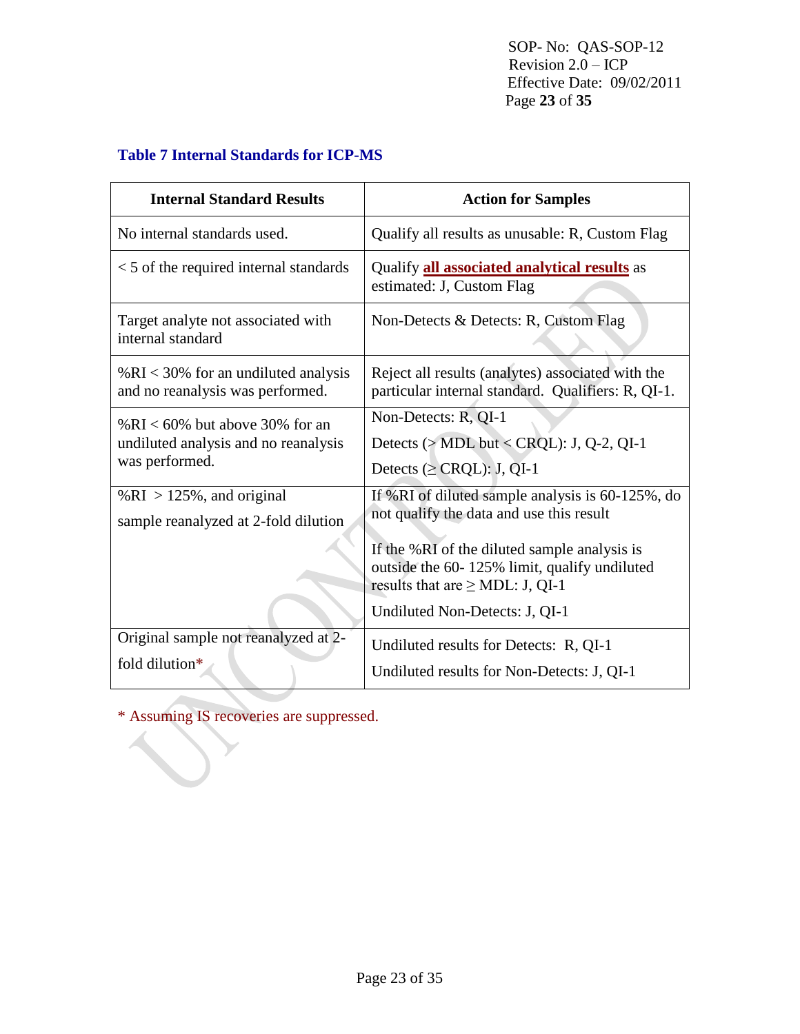### Table 7 Internal Standards for ICP-MS

| Internal Standard Results | Action for Samples |
|---|---|
| No internal standards used. | Qualify all results as unusable: R, Custom Flag |
| < 5 of the required internal standards | Qualify **all associated analytical results** as estimated: J, Custom Flag |
| Target analyte not associated with internal standard | Non-Detects & Detects: R, Custom Flag |
| %RI < 30% for an undiluted analysis and no reanalysis was performed. | Reject all results (analytes) associated with the particular internal standard. Qualifiers: R, QI-1. |
| %RI < 60% but above 30% for an undiluted analysis and no reanalysis was performed. | Non-Detects: R, QI-1<br>Detects (> MDL but < CRQL): J, Q-2, QI-1<br>Detects (≥ CRQL): J, QI-1 |
| %RI > 125%, and original sample reanalyzed at 2-fold dilution | If %RI of diluted sample analysis is 60-125%, do not qualify the data and use this result<br>If the %RI of the diluted sample analysis is outside the 60- 125% limit, qualify undiluted results that are ≥ MDL: J, QI-1<br>Undiluted Non-Detects: J, QI-1 |
| Original sample not reanalyzed at 2-fold dilution* | Undiluted results for Detects: R, QI-1<br>Undiluted results for Non-Detects: J, QI-1 |

* Assuming IS recoveries are suppressed.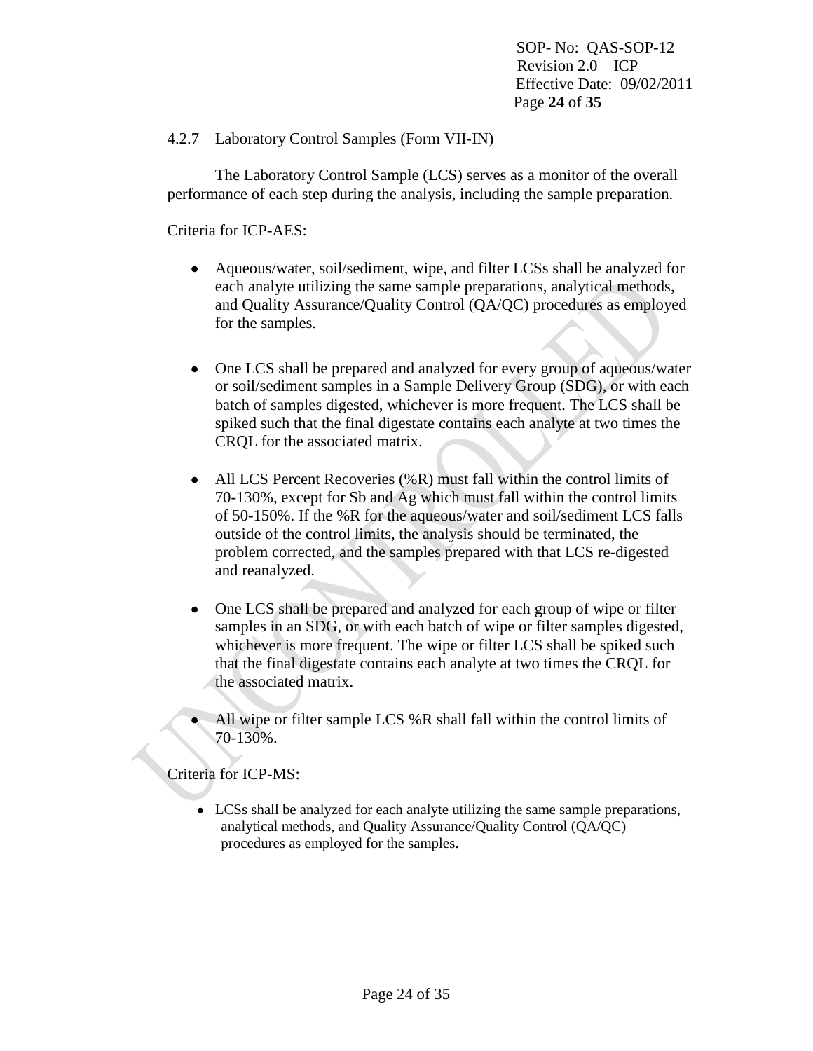### 4.2.7 Laboratory Control Samples (Form VII-IN)

The Laboratory Control Sample (LCS) serves as a monitor of the overall performance of each step during the analysis, including the sample preparation.

Criteria for ICP-AES:

- Aqueous/water, soil/sediment, wipe, and filter LCSs shall be analyzed for each analyte utilizing the same sample preparations, analytical methods, and Quality Assurance/Quality Control (QA/QC) procedures as employed for the samples.

- One LCS shall be prepared and analyzed for every group of aqueous/water or soil/sediment samples in a Sample Delivery Group (SDG), or with each batch of samples digested, whichever is more frequent. The LCS shall be spiked such that the final digestate contains each analyte at two times the CRQL for the associated matrix.

- All LCS Percent Recoveries (%R) must fall within the control limits of 70-130%, except for Sb and Ag which must fall within the control limits of 50-150%. If the %R for the aqueous/water and soil/sediment LCS falls outside of the control limits, the analysis should be terminated, the problem corrected, and the samples prepared with that LCS re-digested and reanalyzed.

- One LCS shall be prepared and analyzed for each group of wipe or filter samples in an SDG, or with each batch of wipe or filter samples digested, whichever is more frequent. The wipe or filter LCS shall be spiked such that the final digestate contains each analyte at two times the CRQL for the associated matrix.

- All wipe or filter sample LCS %R shall fall within the control limits of 70-130%.

Criteria for ICP-MS:

- LCSs shall be analyzed for each analyte utilizing the same sample preparations, analytical methods, and Quality Assurance/Quality Control (QA/QC) procedures as employed for the samples.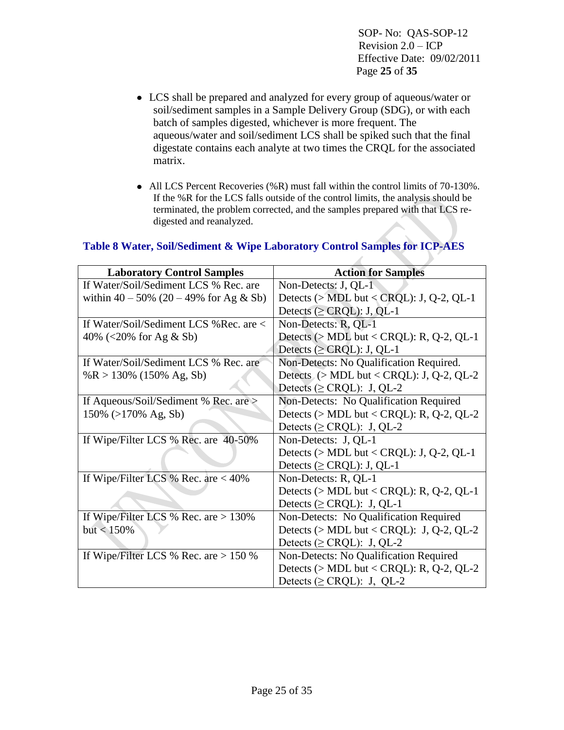- LCS shall be prepared and analyzed for every group of aqueous/water or soil/sediment samples in a Sample Delivery Group (SDG), or with each batch of samples digested, whichever is more frequent. The aqueous/water and soil/sediment LCS shall be spiked such that the final digestate contains each analyte at two times the CRQL for the associated matrix.

- All LCS Percent Recoveries (%R) must fall within the control limits of 70-130%. If the %R for the LCS falls outside of the control limits, the analysis should be terminated, the problem corrected, and the samples prepared with that LCS re-digested and reanalyzed.

### Table 8 Water, Soil/Sediment & Wipe Laboratory Control Samples for ICP-AES

| Laboratory Control Samples | Action for Samples |
|---|---|
| If Water/Soil/Sediment LCS % Rec. are within 40 – 50% (20 – 49% for Ag & Sb) | Non-Detects: J, QL-1<br>Detects (> MDL but < CRQL): J, Q-2, QL-1<br>Detects (≥ CRQL): J, QL-1 |
| If Water/Soil/Sediment LCS %Rec. are < 40% (<20% for Ag & Sb) | Non-Detects: R, QL-1<br>Detects (> MDL but < CRQL): R, Q-2, QL-1<br>Detects (≥ CRQL): J, QL-1 |
| If Water/Soil/Sediment LCS % Rec. are %R > 130% (150% Ag, Sb) | Non-Detects: No Qualification Required.<br>Detects (> MDL but < CRQL): J, Q-2, QL-2<br>Detects (≥ CRQL): J, QL-2 |
| If Aqueous/Soil/Sediment % Rec. are > 150% (>170% Ag, Sb) | Non-Detects: No Qualification Required<br>Detects (> MDL but < CRQL): R, Q-2, QL-2<br>Detects (≥ CRQL): J, QL-2 |
| If Wipe/Filter LCS % Rec. are 40-50% | Non-Detects: J, QL-1<br>Detects (> MDL but < CRQL): J, Q-2, QL-1<br>Detects (≥ CRQL): J, QL-1 |
| If Wipe/Filter LCS % Rec. are < 40% | Non-Detects: R, QL-1<br>Detects (> MDL but < CRQL): R, Q-2, QL-1<br>Detects (≥ CRQL): J, QL-1 |
| If Wipe/Filter LCS % Rec. are > 130% but < 150% | Non-Detects: No Qualification Required<br>Detects (> MDL but < CRQL): J, Q-2, QL-2<br>Detects (≥ CRQL): J, QL-2 |
| If Wipe/Filter LCS % Rec. are > 150 % | Non-Detects: No Qualification Required<br>Detects (> MDL but < CRQL): R, Q-2, QL-2<br>Detects (≥ CRQL): J, QL-2 |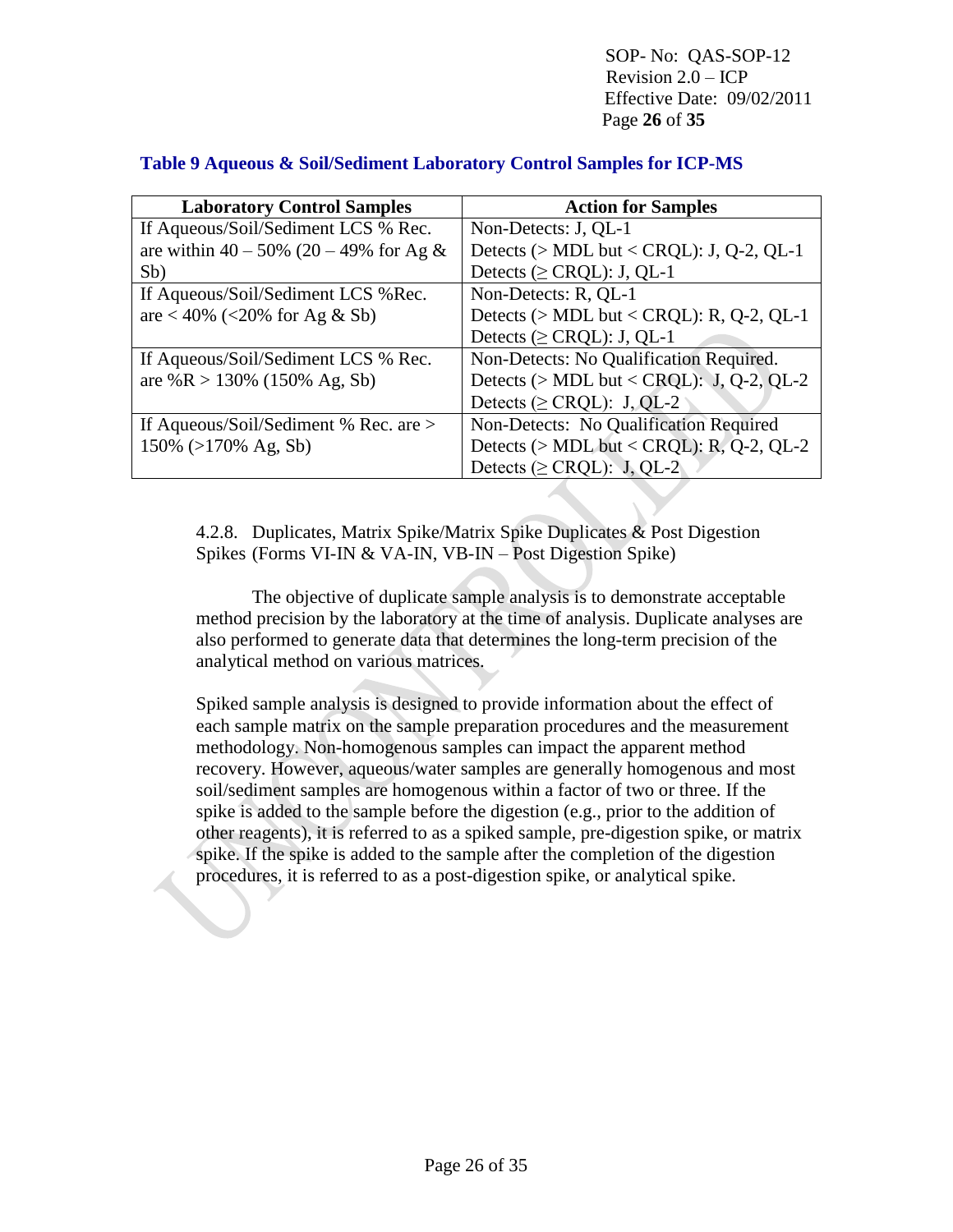### Table 9 Aqueous & Soil/Sediment Laboratory Control Samples for ICP-MS

| Laboratory Control Samples | Action for Samples |
|---|---|
| If Aqueous/Soil/Sediment LCS % Rec. are within 40 – 50% (20 – 49% for Ag & Sb) | Non-Detects: J, QL-1<br>Detects (> MDL but < CRQL): J, Q-2, QL-1<br>Detects (≥ CRQL): J, QL-1 |
| If Aqueous/Soil/Sediment LCS %Rec. are < 40% (<20% for Ag & Sb) | Non-Detects: R, QL-1<br>Detects (> MDL but < CRQL): R, Q-2, QL-1<br>Detects (≥ CRQL): J, QL-1 |
| If Aqueous/Soil/Sediment LCS % Rec. are %R > 130% (150% Ag, Sb) | Non-Detects: No Qualification Required.<br>Detects (> MDL but < CRQL): J, Q-2, QL-2<br>Detects (≥ CRQL): J, QL-2 |
| If Aqueous/Soil/Sediment % Rec. are > 150% (>170% Ag, Sb) | Non-Detects: No Qualification Required<br>Detects (> MDL but < CRQL): R, Q-2, QL-2<br>Detects (≥ CRQL): J, QL-2 |

4.2.8. Duplicates, Matrix Spike/Matrix Spike Duplicates & Post Digestion Spikes (Forms VI-IN & VA-IN, VB-IN – Post Digestion Spike)

The objective of duplicate sample analysis is to demonstrate acceptable method precision by the laboratory at the time of analysis. Duplicate analyses are also performed to generate data that determines the long-term precision of the analytical method on various matrices.

Spiked sample analysis is designed to provide information about the effect of each sample matrix on the sample preparation procedures and the measurement methodology. Non-homogenous samples can impact the apparent method recovery. However, aqueous/water samples are generally homogenous and most soil/sediment samples are homogenous within a factor of two or three. If the spike is added to the sample before the digestion (e.g., prior to the addition of other reagents), it is referred to as a spiked sample, pre-digestion spike, or matrix spike. If the spike is added to the sample after the completion of the digestion procedures, it is referred to as a post-digestion spike, or analytical spike.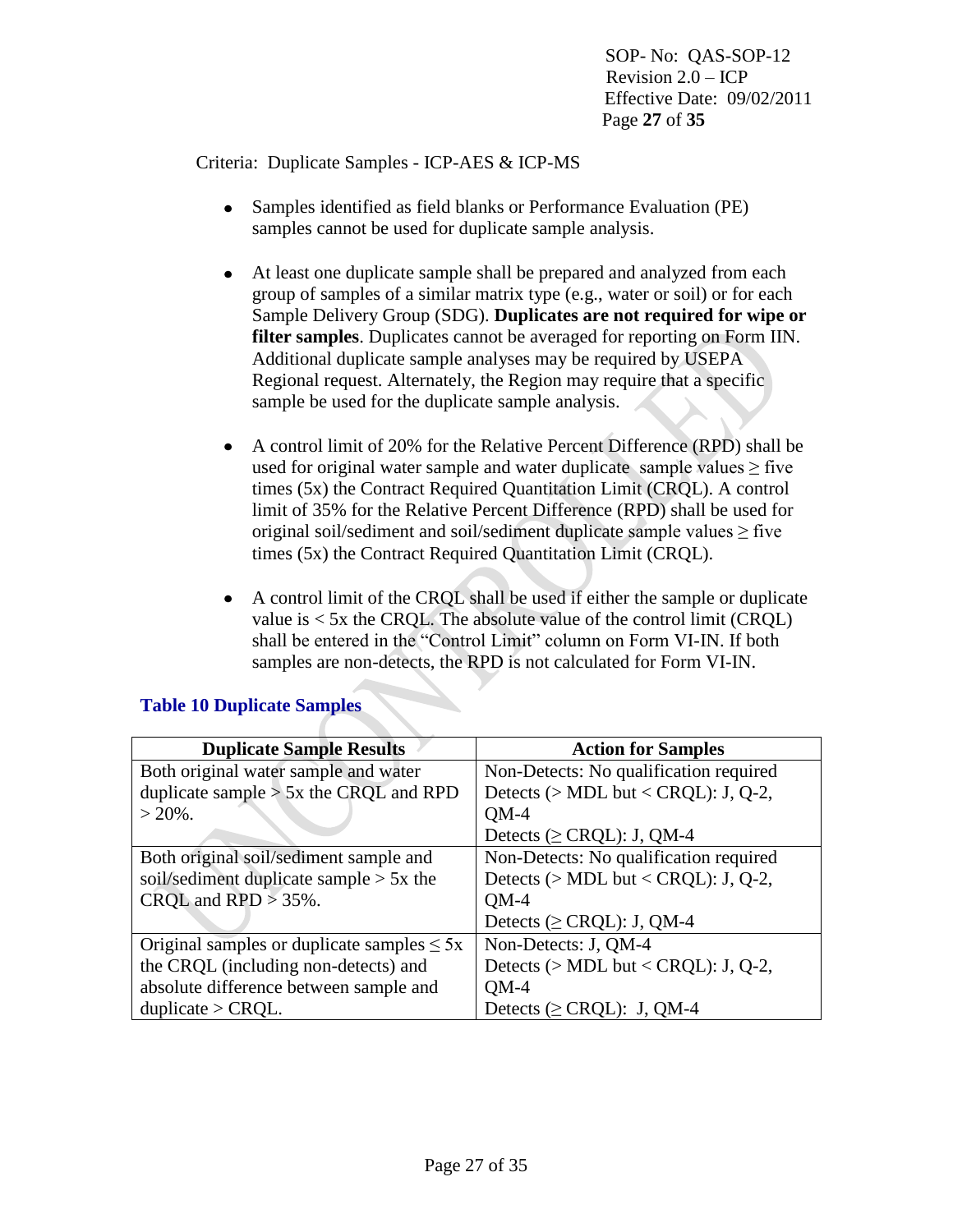Criteria: Duplicate Samples - ICP-AES & ICP-MS

- Samples identified as field blanks or Performance Evaluation (PE) samples cannot be used for duplicate sample analysis.

- At least one duplicate sample shall be prepared and analyzed from each group of samples of a similar matrix type (e.g., water or soil) or for each Sample Delivery Group (SDG). **Duplicates are not required for wipe or filter samples**. Duplicates cannot be averaged for reporting on Form IIN. Additional duplicate sample analyses may be required by USEPA Regional request. Alternately, the Region may require that a specific sample be used for the duplicate sample analysis.

- A control limit of 20% for the Relative Percent Difference (RPD) shall be used for original water sample and water duplicate sample values ≥ five times (5x) the Contract Required Quantitation Limit (CRQL). A control limit of 35% for the Relative Percent Difference (RPD) shall be used for original soil/sediment and soil/sediment duplicate sample values ≥ five times (5x) the Contract Required Quantitation Limit (CRQL).

- A control limit of the CRQL shall be used if either the sample or duplicate value is < 5x the CRQL. The absolute value of the control limit (CRQL) shall be entered in the "Control Limit" column on Form VI-IN. If both samples are non-detects, the RPD is not calculated for Form VI-IN.

### Table 10 Duplicate Samples

| Duplicate Sample Results | Action for Samples |
| --- | --- |
| Both original water sample and water duplicate sample > 5x the CRQL and RPD > 20%. | Non-Detects: No qualification required<br>Detects (> MDL but < CRQL): J, Q-2, QM-4<br>Detects (≥ CRQL): J, QM-4 |
| Both original soil/sediment sample and soil/sediment duplicate sample > 5x the CRQL and RPD > 35%. | Non-Detects: No qualification required<br>Detects (> MDL but < CRQL): J, Q-2, QM-4<br>Detects (≥ CRQL): J, QM-4 |
| Original samples or duplicate samples ≤ 5x the CRQL (including non-detects) and absolute difference between sample and duplicate > CRQL. | Non-Detects: J, QM-4<br>Detects (> MDL but < CRQL): J, Q-2, QM-4<br>Detects (≥ CRQL): J, QM-4 |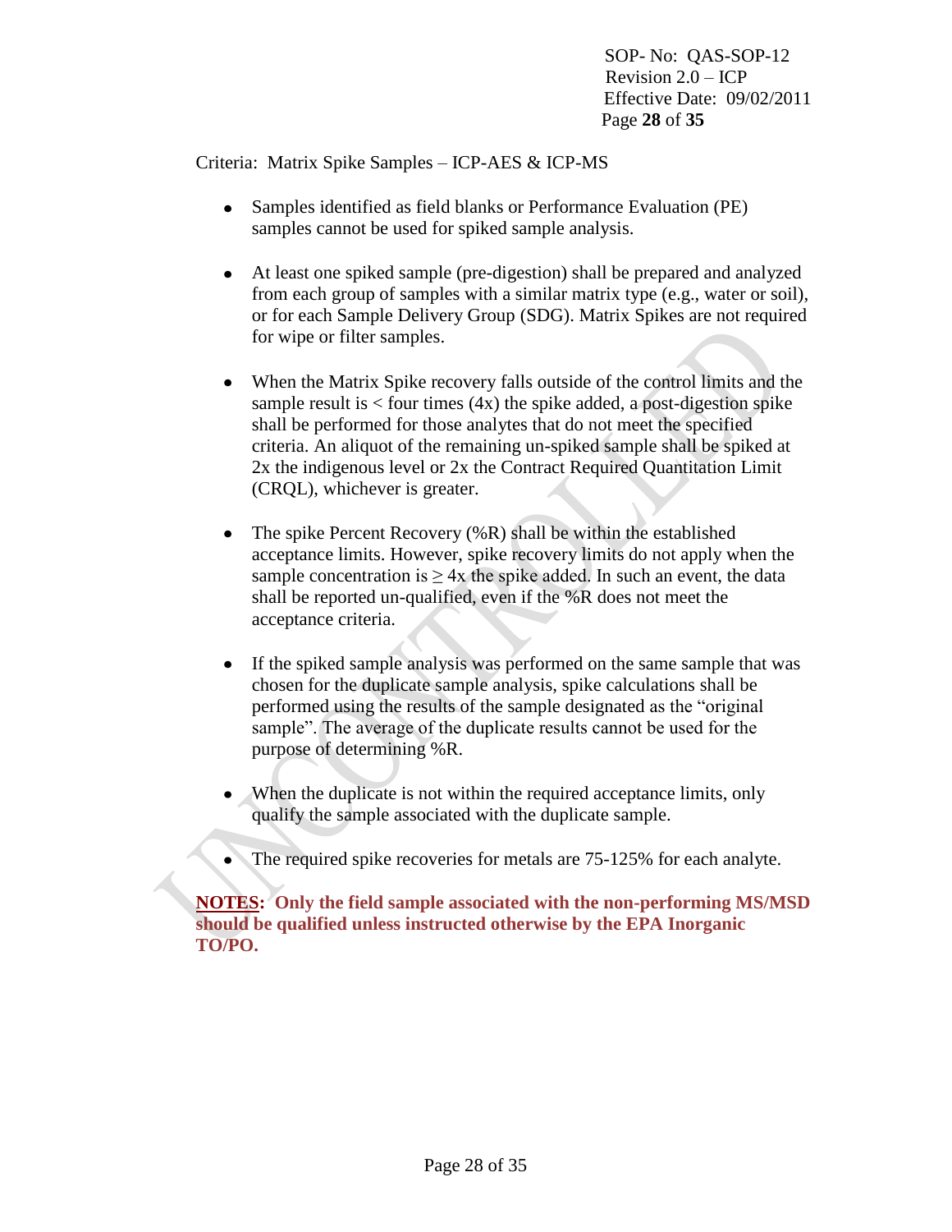Criteria: Matrix Spike Samples – ICP-AES & ICP-MS

- Samples identified as field blanks or Performance Evaluation (PE) samples cannot be used for spiked sample analysis.

- At least one spiked sample (pre-digestion) shall be prepared and analyzed from each group of samples with a similar matrix type (e.g., water or soil), or for each Sample Delivery Group (SDG). Matrix Spikes are not required for wipe or filter samples.

- When the Matrix Spike recovery falls outside of the control limits and the sample result is < four times (4x) the spike added, a post-digestion spike shall be performed for those analytes that do not meet the specified criteria. An aliquot of the remaining un-spiked sample shall be spiked at 2x the indigenous level or 2x the Contract Required Quantitation Limit (CRQL), whichever is greater.

- The spike Percent Recovery (%R) shall be within the established acceptance limits. However, spike recovery limits do not apply when the sample concentration is ≥ 4x the spike added. In such an event, the data shall be reported un-qualified, even if the %R does not meet the acceptance criteria.

- If the spiked sample analysis was performed on the same sample that was chosen for the duplicate sample analysis, spike calculations shall be performed using the results of the sample designated as the "original sample". The average of the duplicate results cannot be used for the purpose of determining %R.

- When the duplicate is not within the required acceptance limits, only qualify the sample associated with the duplicate sample.

- The required spike recoveries for metals are 75-125% for each analyte.

**NOTES: Only the field sample associated with the non-performing MS/MSD should be qualified unless instructed otherwise by the EPA Inorganic TO/PO.**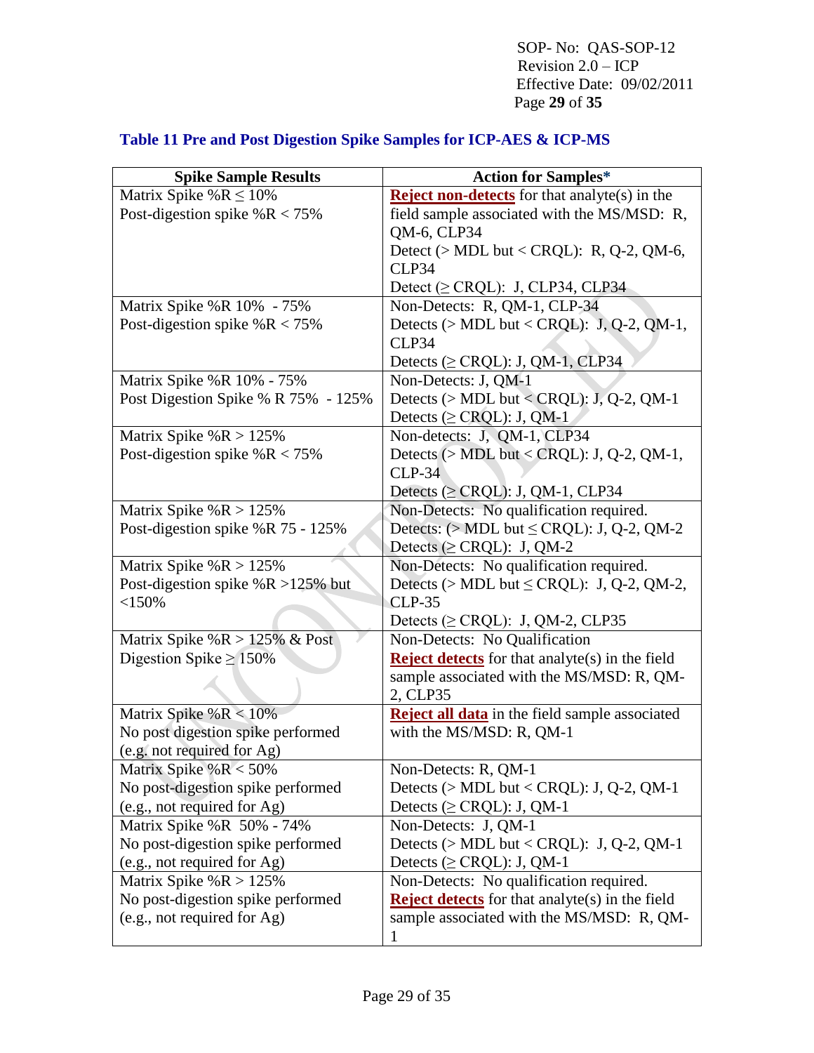## Table 11 Pre and Post Digestion Spike Samples for ICP-AES & ICP-MS

| Spike Sample Results | Action for Samples* |
|---|---|
| Matrix Spike %R ≤ 10%<br>Post-digestion spike %R < 75% | **Reject non-detects** for that analyte(s) in the field sample associated with the MS/MSD: R, QM-6, CLP34<br>Detect (> MDL but < CRQL): R, Q-2, QM-6, CLP34<br>Detect (≥ CRQL): J, CLP34, CLP34 |
| Matrix Spike %R 10% - 75%<br>Post-digestion spike %R < 75% | Non-Detects: R, QM-1, CLP-34<br>Detects (> MDL but < CRQL): J, Q-2, QM-1, CLP34<br>Detects (≥ CRQL): J, QM-1, CLP34 |
| Matrix Spike %R 10% - 75%<br>Post Digestion Spike % R 75% - 125% | Non-Detects: J, QM-1<br>Detects (> MDL but < CRQL): J, Q-2, QM-1<br>Detects (≥ CRQL): J, QM-1 |
| Matrix Spike %R > 125%<br>Post-digestion spike %R < 75% | Non-detects: J, QM-1, CLP34<br>Detects (> MDL but < CRQL): J, Q-2, QM-1, CLP-34<br>Detects (≥ CRQL): J, QM-1, CLP34 |
| Matrix Spike %R > 125%<br>Post-digestion spike %R 75 - 125% | Non-Detects: No qualification required.<br>Detects: (> MDL but ≤ CRQL): J, Q-2, QM-2<br>Detects (≥ CRQL): J, QM-2 |
| Matrix Spike %R > 125%<br>Post-digestion spike %R >125% but <150% | Non-Detects: No qualification required.<br>Detects (> MDL but ≤ CRQL): J, Q-2, QM-2, CLP-35<br>Detects (≥ CRQL): J, QM-2, CLP35 |
| Matrix Spike %R > 125% & Post Digestion Spike ≥ 150% | Non-Detects: No Qualification<br>**Reject detects** for that analyte(s) in the field sample associated with the MS/MSD: R, QM-2, CLP35 |
| Matrix Spike %R < 10%<br>No post digestion spike performed (e.g. not required for Ag) | **Reject all data** in the field sample associated with the MS/MSD: R, QM-1 |
| Matrix Spike %R < 50%<br>No post-digestion spike performed (e.g., not required for Ag) | Non-Detects: R, QM-1<br>Detects (> MDL but < CRQL): J, Q-2, QM-1<br>Detects (≥ CRQL): J, QM-1 |
| Matrix Spike %R 50% - 74%<br>No post-digestion spike performed (e.g., not required for Ag) | Non-Detects: J, QM-1<br>Detects (> MDL but < CRQL): J, Q-2, QM-1<br>Detects (≥ CRQL): J, QM-1 |
| Matrix Spike %R > 125%<br>No post-digestion spike performed (e.g., not required for Ag) | Non-Detects: No qualification required.<br>**Reject detects** for that analyte(s) in the field sample associated with the MS/MSD: R, QM-1 |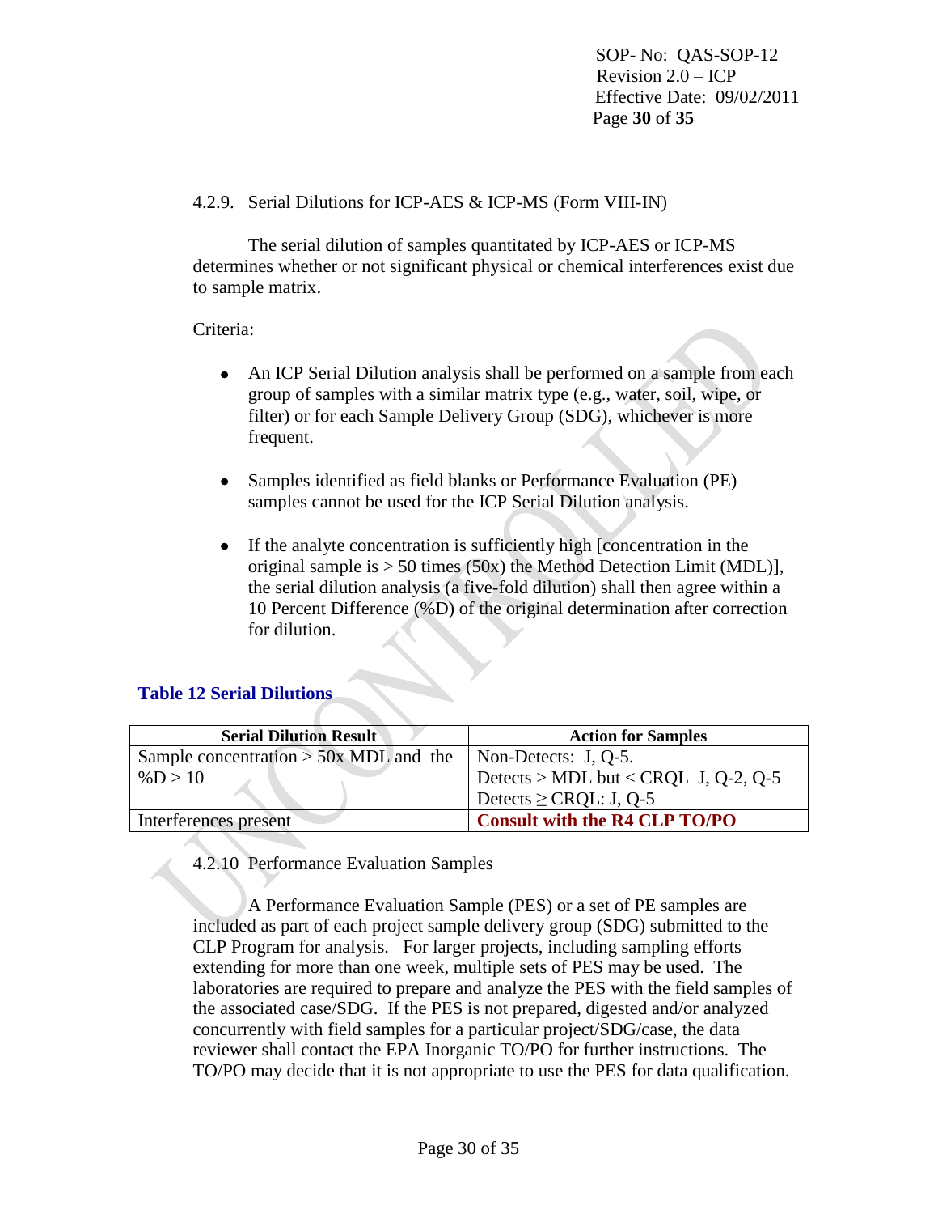### 4.2.9. Serial Dilutions for ICP-AES & ICP-MS (Form VIII-IN)

The serial dilution of samples quantitated by ICP-AES or ICP-MS determines whether or not significant physical or chemical interferences exist due to sample matrix.

Criteria:

- An ICP Serial Dilution analysis shall be performed on a sample from each group of samples with a similar matrix type (e.g., water, soil, wipe, or filter) or for each Sample Delivery Group (SDG), whichever is more frequent.
- Samples identified as field blanks or Performance Evaluation (PE) samples cannot be used for the ICP Serial Dilution analysis.
- If the analyte concentration is sufficiently high [concentration in the original sample is > 50 times (50x) the Method Detection Limit (MDL)], the serial dilution analysis (a five-fold dilution) shall then agree within a 10 Percent Difference (%D) of the original determination after correction for dilution.

**Table 12 Serial Dilutions**

| Serial Dilution Result | Action for Samples |
|---|---|
| Sample concentration > 50x MDL and the %D > 10 | Non-Detects: J, Q-5.<br>Detects > MDL but < CRQL J, Q-2, Q-5<br>Detects ≥ CRQL: J, Q-5 |
| Interferences present | **Consult with the R4 CLP TO/PO** |

### 4.2.10 Performance Evaluation Samples

A Performance Evaluation Sample (PES) or a set of PE samples are included as part of each project sample delivery group (SDG) submitted to the CLP Program for analysis. For larger projects, including sampling efforts extending for more than one week, multiple sets of PES may be used. The laboratories are required to prepare and analyze the PES with the field samples of the associated case/SDG. If the PES is not prepared, digested and/or analyzed concurrently with field samples for a particular project/SDG/case, the data reviewer shall contact the EPA Inorganic TO/PO for further instructions. The TO/PO may decide that it is not appropriate to use the PES for data qualification.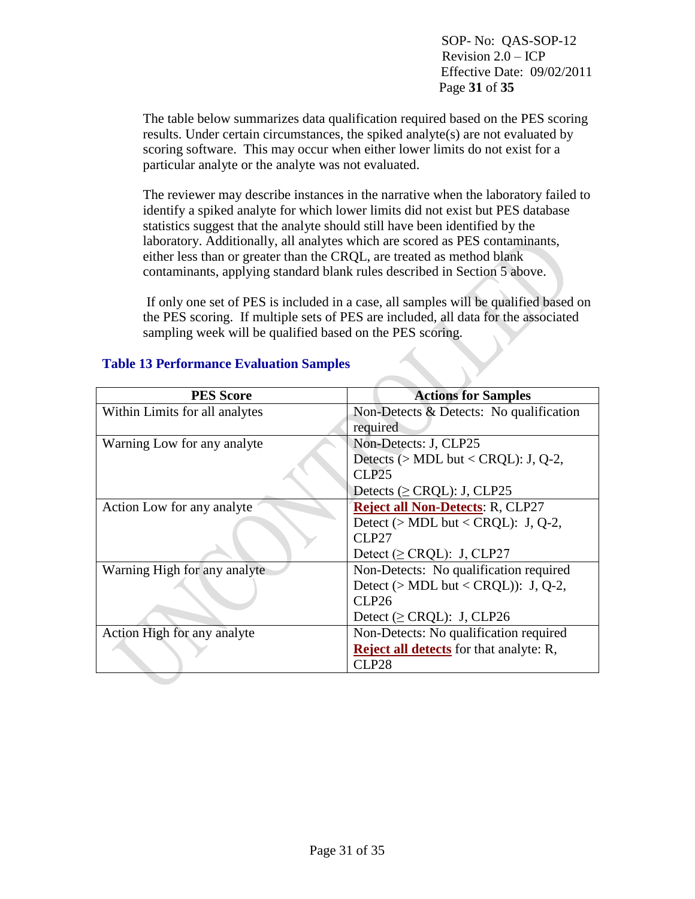The table below summarizes data qualification required based on the PES scoring results. Under certain circumstances, the spiked analyte(s) are not evaluated by scoring software. This may occur when either lower limits do not exist for a particular analyte or the analyte was not evaluated.

The reviewer may describe instances in the narrative when the laboratory failed to identify a spiked analyte for which lower limits did not exist but PES database statistics suggest that the analyte should still have been identified by the laboratory. Additionally, all analytes which are scored as PES contaminants, either less than or greater than the CRQL, are treated as method blank contaminants, applying standard blank rules described in Section 5 above.

If only one set of PES is included in a case, all samples will be qualified based on the PES scoring. If multiple sets of PES are included, all data for the associated sampling week will be qualified based on the PES scoring.

**Table 13 Performance Evaluation Samples**

| PES Score | Actions for Samples |
|---|---|
| Within Limits for all analytes | Non-Detects & Detects: No qualification required |
| Warning Low for any analyte | Non-Detects: J, CLP25<br>Detects (> MDL but < CRQL): J, Q-2, CLP25<br>Detects (≥ CRQL): J, CLP25 |
| Action Low for any analyte | **Reject all Non-Detects**: R, CLP27<br>Detect (> MDL but < CRQL): J, Q-2, CLP27<br>Detect (≥ CRQL): J, CLP27 |
| Warning High for any analyte | Non-Detects: No qualification required<br>Detect (> MDL but < CRQL)): J, Q-2, CLP26<br>Detect (≥ CRQL): J, CLP26 |
| Action High for any analyte | Non-Detects: No qualification required<br>**Reject all detects** for that analyte: R, CLP28 |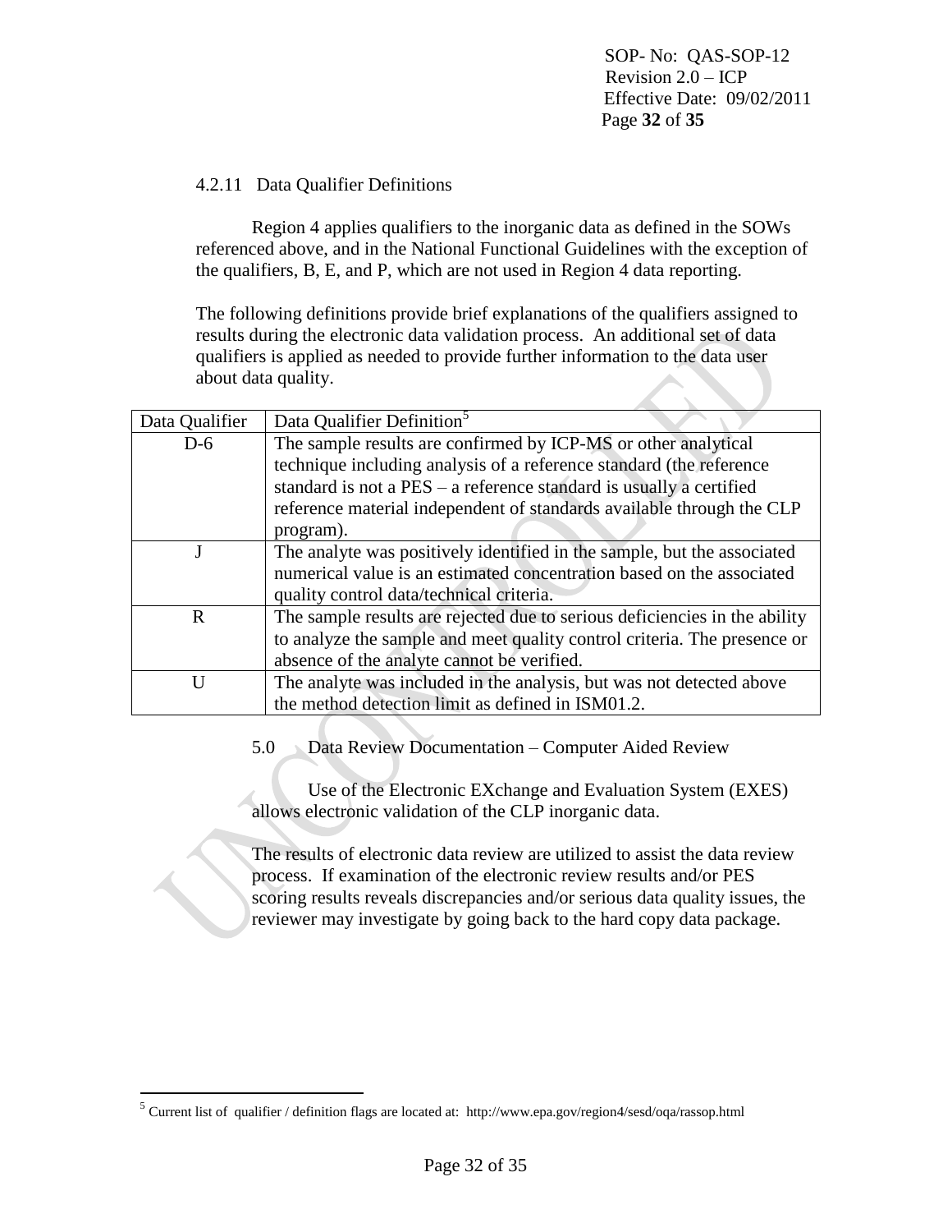### 4.2.11 Data Qualifier Definitions

Region 4 applies qualifiers to the inorganic data as defined in the SOWs referenced above, and in the National Functional Guidelines with the exception of the qualifiers, B, E, and P, which are not used in Region 4 data reporting.

The following definitions provide brief explanations of the qualifiers assigned to results during the electronic data validation process. An additional set of data qualifiers is applied as needed to provide further information to the data user about data quality.

| Data Qualifier | Data Qualifier Definition[5] |
|---|---|
| D-6 | The sample results are confirmed by ICP-MS or other analytical technique including analysis of a reference standard (the reference standard is not a PES – a reference standard is usually a certified reference material independent of standards available through the CLP program). |
| J | The analyte was positively identified in the sample, but the associated numerical value is an estimated concentration based on the associated quality control data/technical criteria. |
| R | The sample results are rejected due to serious deficiencies in the ability to analyze the sample and meet quality control criteria. The presence or absence of the analyte cannot be verified. |
| U | The analyte was included in the analysis, but was not detected above the method detection limit as defined in ISM01.2. |

## 5.0 Data Review Documentation – Computer Aided Review

Use of the Electronic EXchange and Evaluation System (EXES) allows electronic validation of the CLP inorganic data.

The results of electronic data review are utilized to assist the data review process. If examination of the electronic review results and/or PES scoring results reveals discrepancies and/or serious data quality issues, the reviewer may investigate by going back to the hard copy data package.

---

[5] Current list of qualifier / definition flags are located at: http://www.epa.gov/region4/sesd/oqa/rassop.html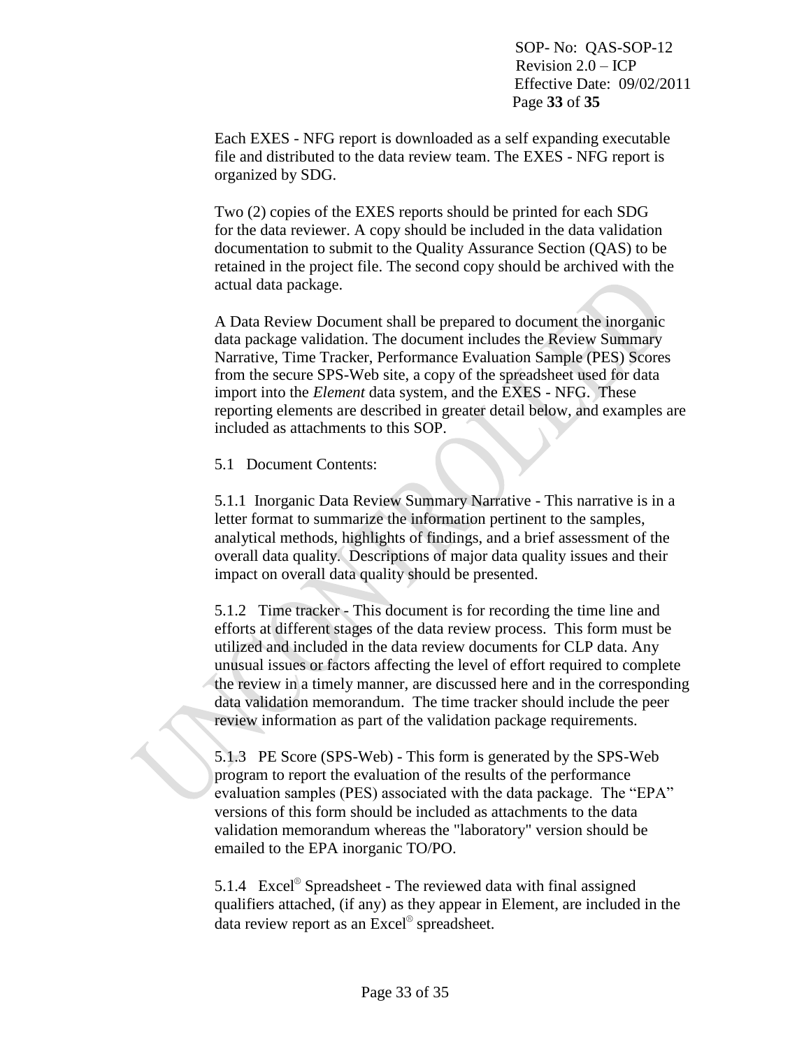Each EXES - NFG report is downloaded as a self expanding executable file and distributed to the data review team. The EXES - NFG report is organized by SDG.

Two (2) copies of the EXES reports should be printed for each SDG for the data reviewer. A copy should be included in the data validation documentation to submit to the Quality Assurance Section (QAS) to be retained in the project file. The second copy should be archived with the actual data package.

A Data Review Document shall be prepared to document the inorganic data package validation. The document includes the Review Summary Narrative, Time Tracker, Performance Evaluation Sample (PES) Scores from the secure SPS-Web site, a copy of the spreadsheet used for data import into the *Element* data system, and the EXES - NFG. These reporting elements are described in greater detail below, and examples are included as attachments to this SOP.

5.1 Document Contents:

5.1.1 Inorganic Data Review Summary Narrative - This narrative is in a letter format to summarize the information pertinent to the samples, analytical methods, highlights of findings, and a brief assessment of the overall data quality. Descriptions of major data quality issues and their impact on overall data quality should be presented.

5.1.2 Time tracker - This document is for recording the time line and efforts at different stages of the data review process. This form must be utilized and included in the data review documents for CLP data. Any unusual issues or factors affecting the level of effort required to complete the review in a timely manner, are discussed here and in the corresponding data validation memorandum. The time tracker should include the peer review information as part of the validation package requirements.

5.1.3 PE Score (SPS-Web) - This form is generated by the SPS-Web program to report the evaluation of the results of the performance evaluation samples (PES) associated with the data package. The "EPA" versions of this form should be included as attachments to the data validation memorandum whereas the "laboratory" version should be emailed to the EPA inorganic TO/PO.

5.1.4 Excel® Spreadsheet - The reviewed data with final assigned qualifiers attached, (if any) as they appear in Element, are included in the data review report as an Excel® spreadsheet.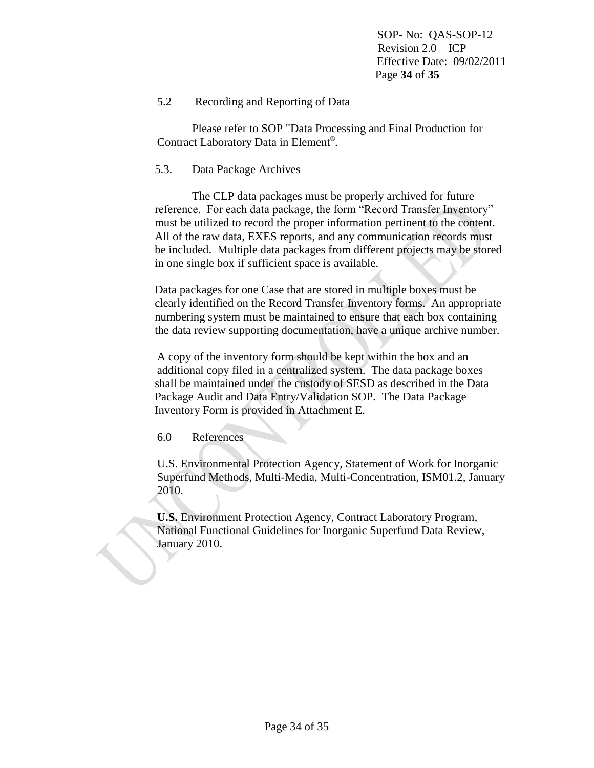## 5.2 Recording and Reporting of Data

Please refer to SOP "Data Processing and Final Production for Contract Laboratory Data in Element®.

## 5.3. Data Package Archives

The CLP data packages must be properly archived for future reference. For each data package, the form "Record Transfer Inventory" must be utilized to record the proper information pertinent to the content. All of the raw data, EXES reports, and any communication records must be included. Multiple data packages from different projects may be stored in one single box if sufficient space is available.

Data packages for one Case that are stored in multiple boxes must be clearly identified on the Record Transfer Inventory forms. An appropriate numbering system must be maintained to ensure that each box containing the data review supporting documentation, have a unique archive number.

A copy of the inventory form should be kept within the box and an additional copy filed in a centralized system. The data package boxes shall be maintained under the custody of SESD as described in the Data Package Audit and Data Entry/Validation SOP. The Data Package Inventory Form is provided in Attachment E.

# 6.0 References

U.S. Environmental Protection Agency, Statement of Work for Inorganic Superfund Methods, Multi-Media, Multi-Concentration, ISM01.2, January 2010.

**U.S.** Environment Protection Agency, Contract Laboratory Program, National Functional Guidelines for Inorganic Superfund Data Review, January 2010.